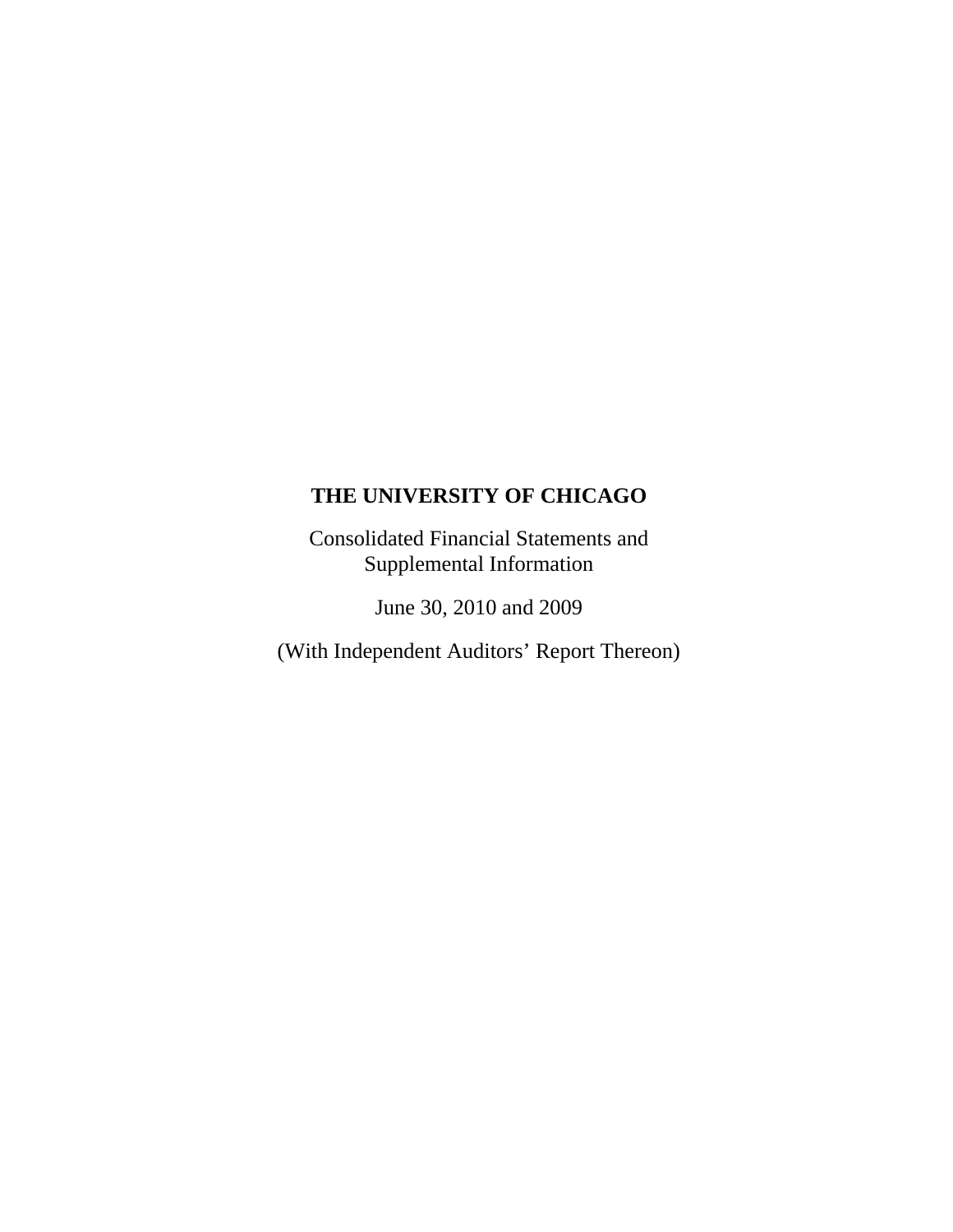# THE UNIVERSITY OF CHICAGO

Consolidated Financial Statements and
Supplemental Information

June 30, 2010 and 2009

(With Independent Auditors' Report Thereon)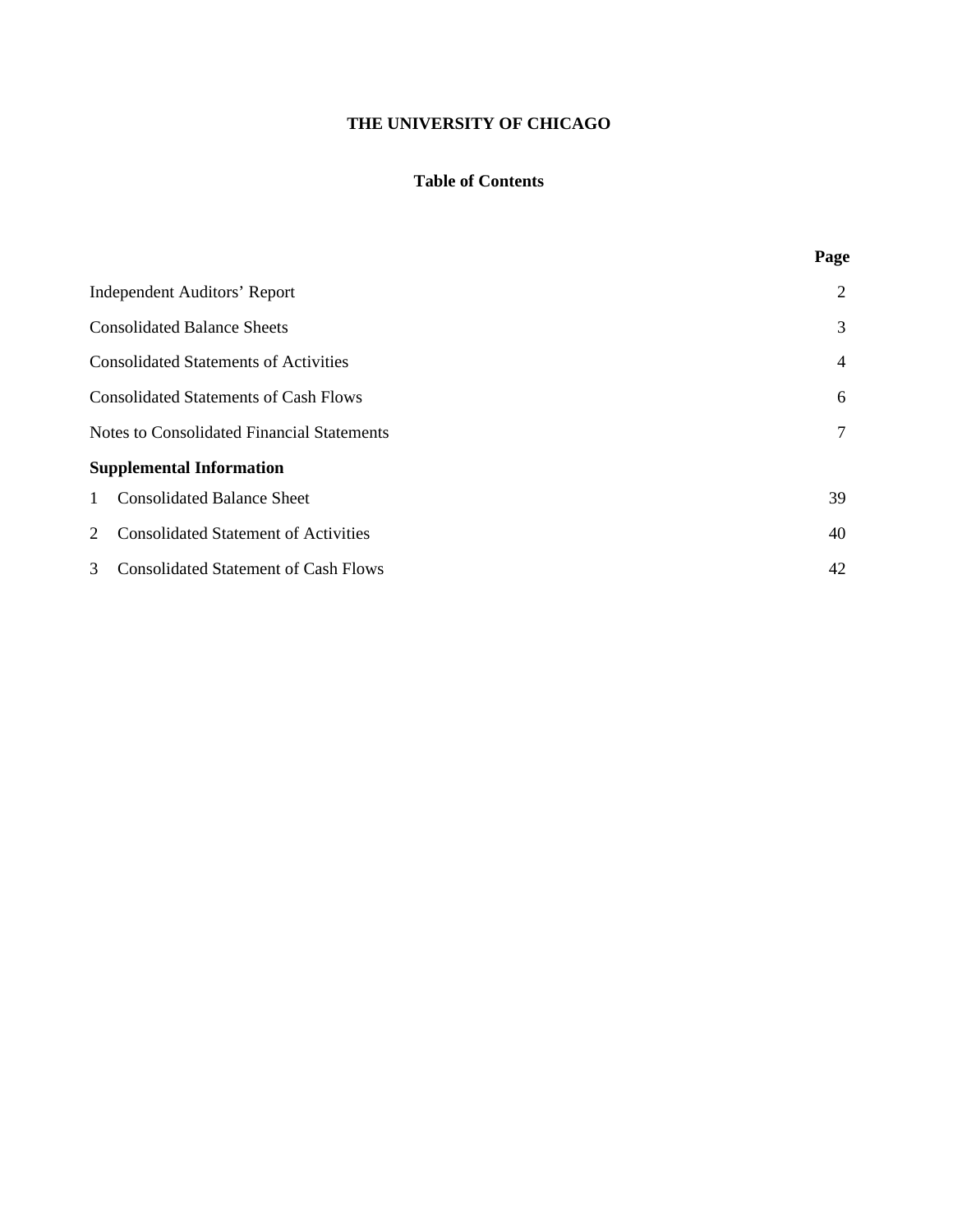# THE UNIVERSITY OF CHICAGO

## Table of Contents

| | Page |
|---|---|
| Independent Auditors' Report | 2 |
| Consolidated Balance Sheets | 3 |
| Consolidated Statements of Activities | 4 |
| Consolidated Statements of Cash Flows | 6 |
| Notes to Consolidated Financial Statements | 7 |
| **Supplemental Information** | |
| 1 Consolidated Balance Sheet | 39 |
| 2 Consolidated Statement of Activities | 40 |
| 3 Consolidated Statement of Cash Flows | 42 |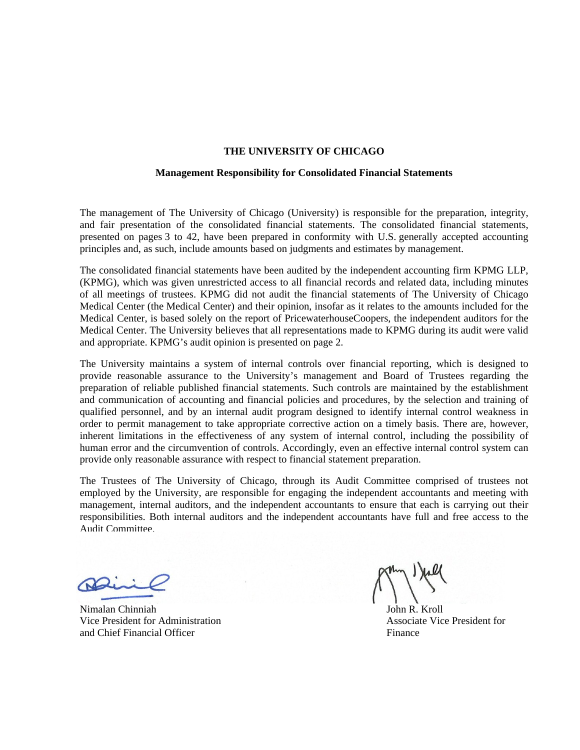# THE UNIVERSITY OF CHICAGO

## Management Responsibility for Consolidated Financial Statements

The management of The University of Chicago (University) is responsible for the preparation, integrity, and fair presentation of the consolidated financial statements. The consolidated financial statements, presented on pages 3 to 42, have been prepared in conformity with U.S. generally accepted accounting principles and, as such, include amounts based on judgments and estimates by management.

The consolidated financial statements have been audited by the independent accounting firm KPMG LLP, (KPMG), which was given unrestricted access to all financial records and related data, including minutes of all meetings of trustees. KPMG did not audit the financial statements of The University of Chicago Medical Center (the Medical Center) and their opinion, insofar as it relates to the amounts included for the Medical Center, is based solely on the report of PricewaterhouseCoopers, the independent auditors for the Medical Center. The University believes that all representations made to KPMG during its audit were valid and appropriate. KPMG's audit opinion is presented on page 2.

The University maintains a system of internal controls over financial reporting, which is designed to provide reasonable assurance to the University's management and Board of Trustees regarding the preparation of reliable published financial statements. Such controls are maintained by the establishment and communication of accounting and financial policies and procedures, by the selection and training of qualified personnel, and by an internal audit program designed to identify internal control weakness in order to permit management to take appropriate corrective action on a timely basis. There are, however, inherent limitations in the effectiveness of any system of internal control, including the possibility of human error and the circumvention of controls. Accordingly, even an effective internal control system can provide only reasonable assurance with respect to financial statement preparation.

The Trustees of The University of Chicago, through its Audit Committee comprised of trustees not employed by the University, are responsible for engaging the independent accountants and meeting with management, internal auditors, and the independent accountants to ensure that each is carrying out their responsibilities. Both internal auditors and the independent accountants have full and free access to the Audit Committee.

Nimalan Chinniah
Vice President for Administration
and Chief Financial Officer

John R. Kroll
Associate Vice President for
Finance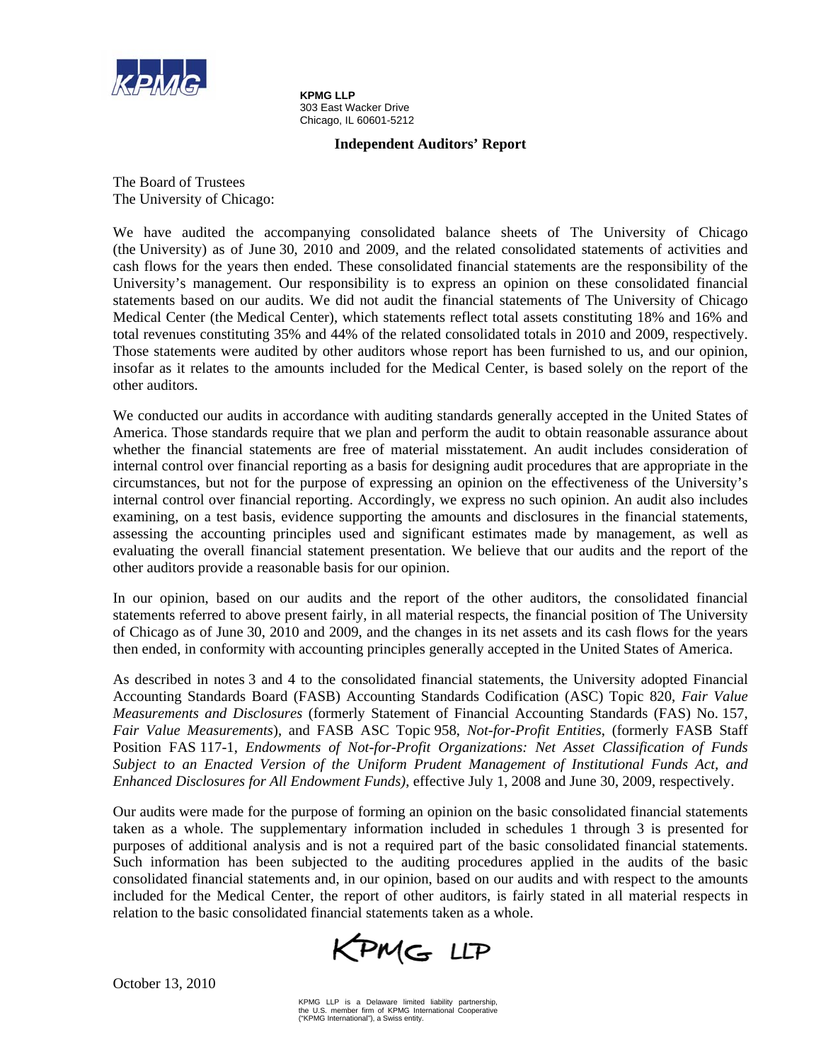**KPMG LLP**
303 East Wacker Drive
Chicago, IL 60601-5212

## Independent Auditors' Report

The Board of Trustees
The University of Chicago:

We have audited the accompanying consolidated balance sheets of The University of Chicago (the University) as of June 30, 2010 and 2009, and the related consolidated statements of activities and cash flows for the years then ended. These consolidated financial statements are the responsibility of the University's management. Our responsibility is to express an opinion on these consolidated financial statements based on our audits. We did not audit the financial statements of The University of Chicago Medical Center (the Medical Center), which statements reflect total assets constituting 18% and 16% and total revenues constituting 35% and 44% of the related consolidated totals in 2010 and 2009, respectively. Those statements were audited by other auditors whose report has been furnished to us, and our opinion, insofar as it relates to the amounts included for the Medical Center, is based solely on the report of the other auditors.

We conducted our audits in accordance with auditing standards generally accepted in the United States of America. Those standards require that we plan and perform the audit to obtain reasonable assurance about whether the financial statements are free of material misstatement. An audit includes consideration of internal control over financial reporting as a basis for designing audit procedures that are appropriate in the circumstances, but not for the purpose of expressing an opinion on the effectiveness of the University's internal control over financial reporting. Accordingly, we express no such opinion. An audit also includes examining, on a test basis, evidence supporting the amounts and disclosures in the financial statements, assessing the accounting principles used and significant estimates made by management, as well as evaluating the overall financial statement presentation. We believe that our audits and the report of the other auditors provide a reasonable basis for our opinion.

In our opinion, based on our audits and the report of the other auditors, the consolidated financial statements referred to above present fairly, in all material respects, the financial position of The University of Chicago as of June 30, 2010 and 2009, and the changes in its net assets and its cash flows for the years then ended, in conformity with accounting principles generally accepted in the United States of America.

As described in notes 3 and 4 to the consolidated financial statements, the University adopted Financial Accounting Standards Board (FASB) Accounting Standards Codification (ASC) Topic 820, *Fair Value Measurements and Disclosures* (formerly Statement of Financial Accounting Standards (FAS) No. 157, *Fair Value Measurements*), and FASB ASC Topic 958, *Not-for-Profit Entities*, (formerly FASB Staff Position FAS 117-1, *Endowments of Not-for-Profit Organizations: Net Asset Classification of Funds Subject to an Enacted Version of the Uniform Prudent Management of Institutional Funds Act, and Enhanced Disclosures for All Endowment Funds)*, effective July 1, 2008 and June 30, 2009, respectively.

Our audits were made for the purpose of forming an opinion on the basic consolidated financial statements taken as a whole. The supplementary information included in schedules 1 through 3 is presented for purposes of additional analysis and is not a required part of the basic consolidated financial statements. Such information has been subjected to the auditing procedures applied in the audits of the basic consolidated financial statements and, in our opinion, based on our audits and with respect to the amounts included for the Medical Center, the report of other auditors, is fairly stated in all material respects in relation to the basic consolidated financial statements taken as a whole.

KPMG LLP

October 13, 2010

KPMG LLP is a Delaware limited liability partnership, the U.S. member firm of KPMG International Cooperative ("KPMG International"), a Swiss entity.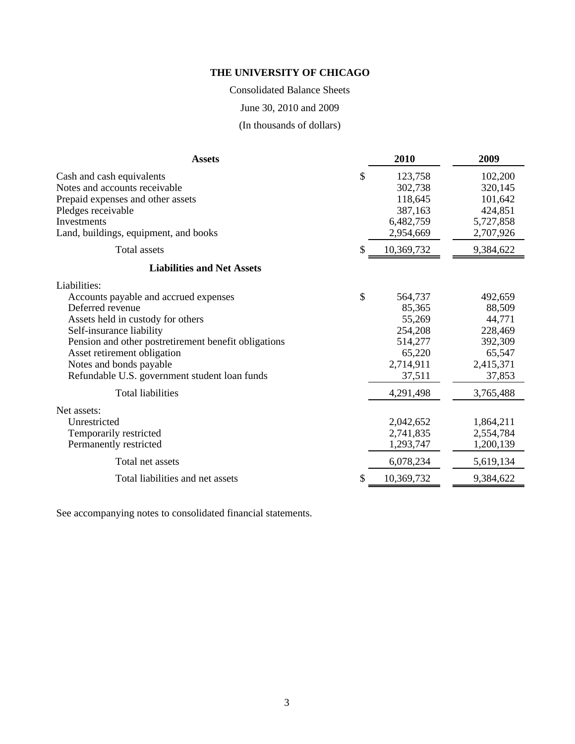**THE UNIVERSITY OF CHICAGO**

Consolidated Balance Sheets

June 30, 2010 and 2009

(In thousands of dollars)

| Assets | 2010 | 2009 |
|---|---|---|
| Cash and cash equivalents | $ 123,758 | 102,200 |
| Notes and accounts receivable | 302,738 | 320,145 |
| Prepaid expenses and other assets | 118,645 | 101,642 |
| Pledges receivable | 387,163 | 424,851 |
| Investments | 6,482,759 | 5,727,858 |
| Land, buildings, equipment, and books | 2,954,669 | 2,707,926 |
| Total assets | $ 10,369,732 | 9,384,622 |
| **Liabilities and Net Assets** | | |
| Liabilities: | | |
| Accounts payable and accrued expenses | $ 564,737 | 492,659 |
| Deferred revenue | 85,365 | 88,509 |
| Assets held in custody for others | 55,269 | 44,771 |
| Self-insurance liability | 254,208 | 228,469 |
| Pension and other postretirement benefit obligations | 514,277 | 392,309 |
| Asset retirement obligation | 65,220 | 65,547 |
| Notes and bonds payable | 2,714,911 | 2,415,371 |
| Refundable U.S. government student loan funds | 37,511 | 37,853 |
| Total liabilities | 4,291,498 | 3,765,488 |
| Net assets: | | |
| Unrestricted | 2,042,652 | 1,864,211 |
| Temporarily restricted | 2,741,835 | 2,554,784 |
| Permanently restricted | 1,293,747 | 1,200,139 |
| Total net assets | 6,078,234 | 5,619,134 |
| Total liabilities and net assets | $ 10,369,732 | 9,384,622 |

See accompanying notes to consolidated financial statements.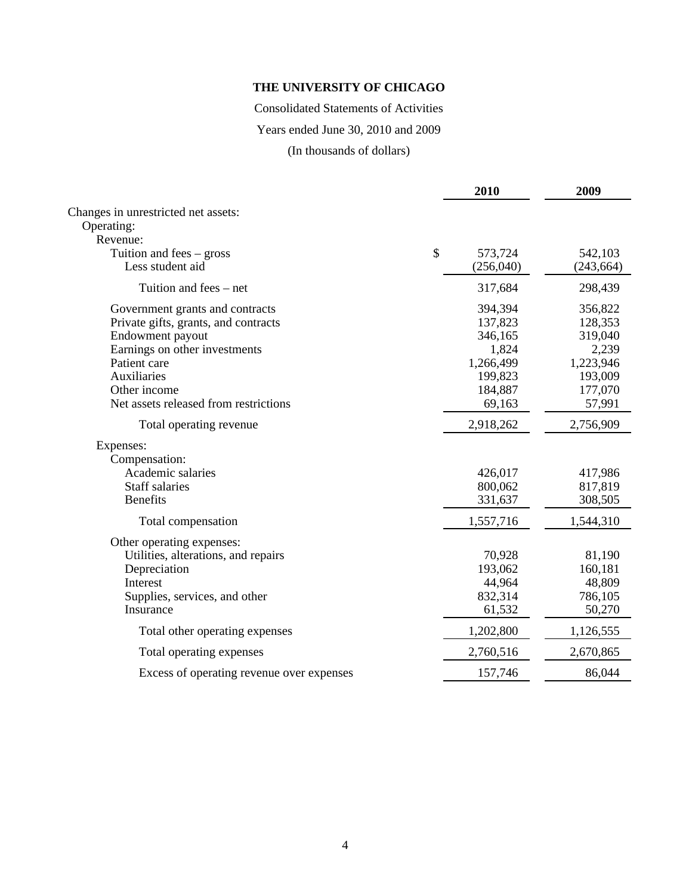# THE UNIVERSITY OF CHICAGO

Consolidated Statements of Activities

Years ended June 30, 2010 and 2009

(In thousands of dollars)

| | 2010 | 2009 |
|---|---|---|
| Changes in unrestricted net assets: | | |
| Operating: | | |
| Revenue: | | |
| Tuition and fees – gross | $ 573,724 | 542,103 |
| Less student aid | (256,040) | (243,664) |
| Tuition and fees – net | 317,684 | 298,439 |
| Government grants and contracts | 394,394 | 356,822 |
| Private gifts, grants, and contracts | 137,823 | 128,353 |
| Endowment payout | 346,165 | 319,040 |
| Earnings on other investments | 1,824 | 2,239 |
| Patient care | 1,266,499 | 1,223,946 |
| Auxiliaries | 199,823 | 193,009 |
| Other income | 184,887 | 177,070 |
| Net assets released from restrictions | 69,163 | 57,991 |
| Total operating revenue | 2,918,262 | 2,756,909 |
| Expenses: | | |
| Compensation: | | |
| Academic salaries | 426,017 | 417,986 |
| Staff salaries | 800,062 | 817,819 |
| Benefits | 331,637 | 308,505 |
| Total compensation | 1,557,716 | 1,544,310 |
| Other operating expenses: | | |
| Utilities, alterations, and repairs | 70,928 | 81,190 |
| Depreciation | 193,062 | 160,181 |
| Interest | 44,964 | 48,809 |
| Supplies, services, and other | 832,314 | 786,105 |
| Insurance | 61,532 | 50,270 |
| Total other operating expenses | 1,202,800 | 1,126,555 |
| Total operating expenses | 2,760,516 | 2,670,865 |
| Excess of operating revenue over expenses | 157,746 | 86,044 |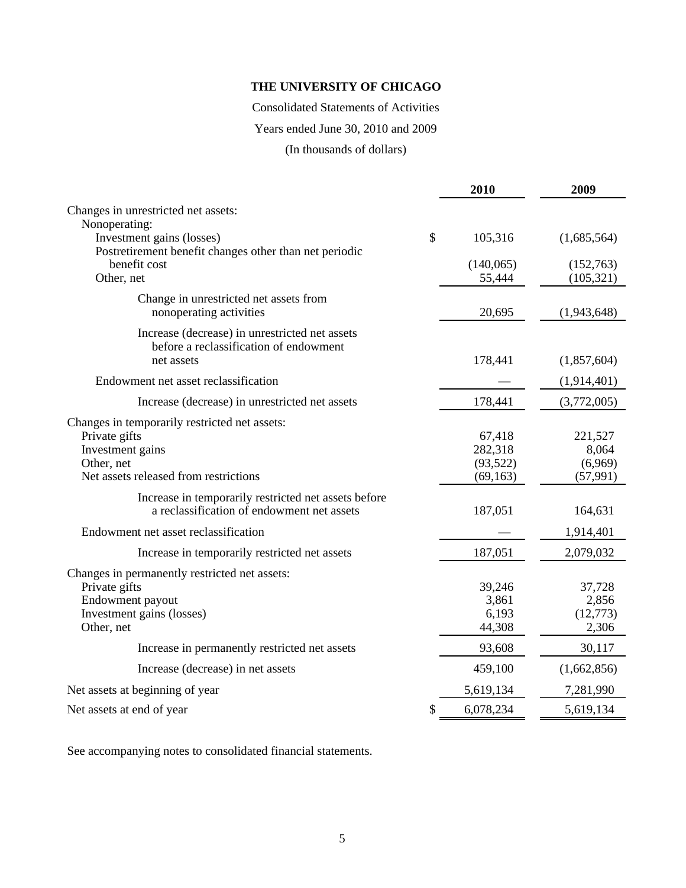**THE UNIVERSITY OF CHICAGO**

Consolidated Statements of Activities

Years ended June 30, 2010 and 2009

(In thousands of dollars)

| | 2010 | 2009 |
|---|---|---|
| Changes in unrestricted net assets: | | |
| Nonoperating: | | |
| Investment gains (losses) | $ 105,316 | (1,685,564) |
| Postretirement benefit changes other than net periodic benefit cost | (140,065) | (152,763) |
| Other, net | 55,444 | (105,321) |
| Change in unrestricted net assets from nonoperating activities | 20,695 | (1,943,648) |
| Increase (decrease) in unrestricted net assets before a reclassification of endowment net assets | 178,441 | (1,857,604) |
| Endowment net asset reclassification | — | (1,914,401) |
| Increase (decrease) in unrestricted net assets | 178,441 | (3,772,005) |
| Changes in temporarily restricted net assets: | | |
| Private gifts | 67,418 | 221,527 |
| Investment gains | 282,318 | 8,064 |
| Other, net | (93,522) | (6,969) |
| Net assets released from restrictions | (69,163) | (57,991) |
| Increase in temporarily restricted net assets before a reclassification of endowment net assets | 187,051 | 164,631 |
| Endowment net asset reclassification | — | 1,914,401 |
| Increase in temporarily restricted net assets | 187,051 | 2,079,032 |
| Changes in permanently restricted net assets: | | |
| Private gifts | 39,246 | 37,728 |
| Endowment payout | 3,861 | 2,856 |
| Investment gains (losses) | 6,193 | (12,773) |
| Other, net | 44,308 | 2,306 |
| Increase in permanently restricted net assets | 93,608 | 30,117 |
| Increase (decrease) in net assets | 459,100 | (1,662,856) |
| Net assets at beginning of year | 5,619,134 | 7,281,990 |
| Net assets at end of year | $ 6,078,234 | 5,619,134 |

See accompanying notes to consolidated financial statements.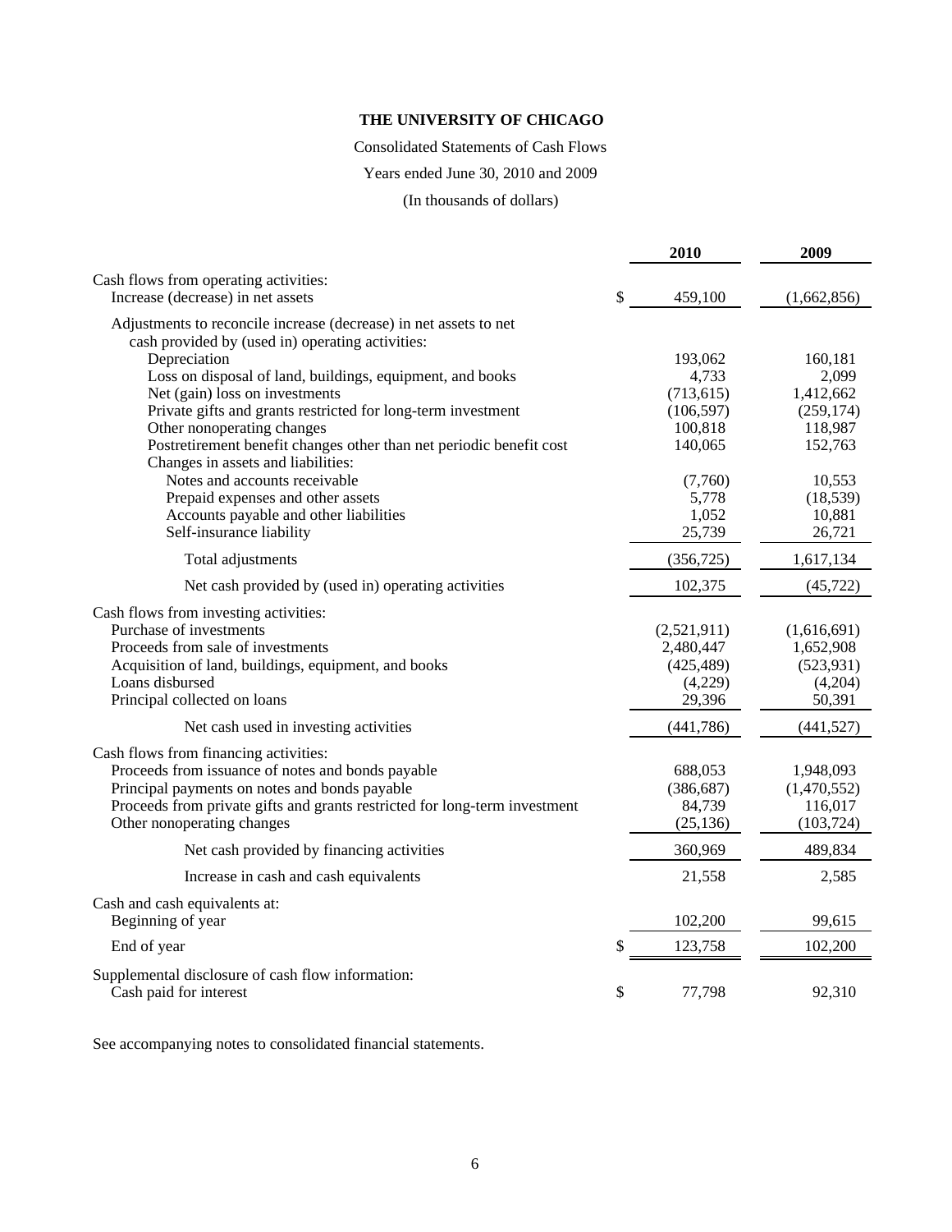**THE UNIVERSITY OF CHICAGO**

Consolidated Statements of Cash Flows

Years ended June 30, 2010 and 2009

(In thousands of dollars)

| | 2010 | 2009 |
|---|---|---|
| Cash flows from operating activities: | | |
| Increase (decrease) in net assets | $ 459,100 | (1,662,856) |
| Adjustments to reconcile increase (decrease) in net assets to net cash provided by (used in) operating activities: | | |
| Depreciation | 193,062 | 160,181 |
| Loss on disposal of land, buildings, equipment, and books | 4,733 | 2,099 |
| Net (gain) loss on investments | (713,615) | 1,412,662 |
| Private gifts and grants restricted for long-term investment | (106,597) | (259,174) |
| Other nonoperating changes | 100,818 | 118,987 |
| Postretirement benefit changes other than net periodic benefit cost | 140,065 | 152,763 |
| Changes in assets and liabilities: | | |
| Notes and accounts receivable | (7,760) | 10,553 |
| Prepaid expenses and other assets | 5,778 | (18,539) |
| Accounts payable and other liabilities | 1,052 | 10,881 |
| Self-insurance liability | 25,739 | 26,721 |
| Total adjustments | (356,725) | 1,617,134 |
| Net cash provided by (used in) operating activities | 102,375 | (45,722) |
| Cash flows from investing activities: | | |
| Purchase of investments | (2,521,911) | (1,616,691) |
| Proceeds from sale of investments | 2,480,447 | 1,652,908 |
| Acquisition of land, buildings, equipment, and books | (425,489) | (523,931) |
| Loans disbursed | (4,229) | (4,204) |
| Principal collected on loans | 29,396 | 50,391 |
| Net cash used in investing activities | (441,786) | (441,527) |
| Cash flows from financing activities: | | |
| Proceeds from issuance of notes and bonds payable | 688,053 | 1,948,093 |
| Principal payments on notes and bonds payable | (386,687) | (1,470,552) |
| Proceeds from private gifts and grants restricted for long-term investment | 84,739 | 116,017 |
| Other nonoperating changes | (25,136) | (103,724) |
| Net cash provided by financing activities | 360,969 | 489,834 |
| Increase in cash and cash equivalents | 21,558 | 2,585 |
| Cash and cash equivalents at: | | |
| Beginning of year | 102,200 | 99,615 |
| End of year | $ 123,758 | 102,200 |
| Supplemental disclosure of cash flow information: | | |
| Cash paid for interest | $ 77,798 | 92,310 |

See accompanying notes to consolidated financial statements.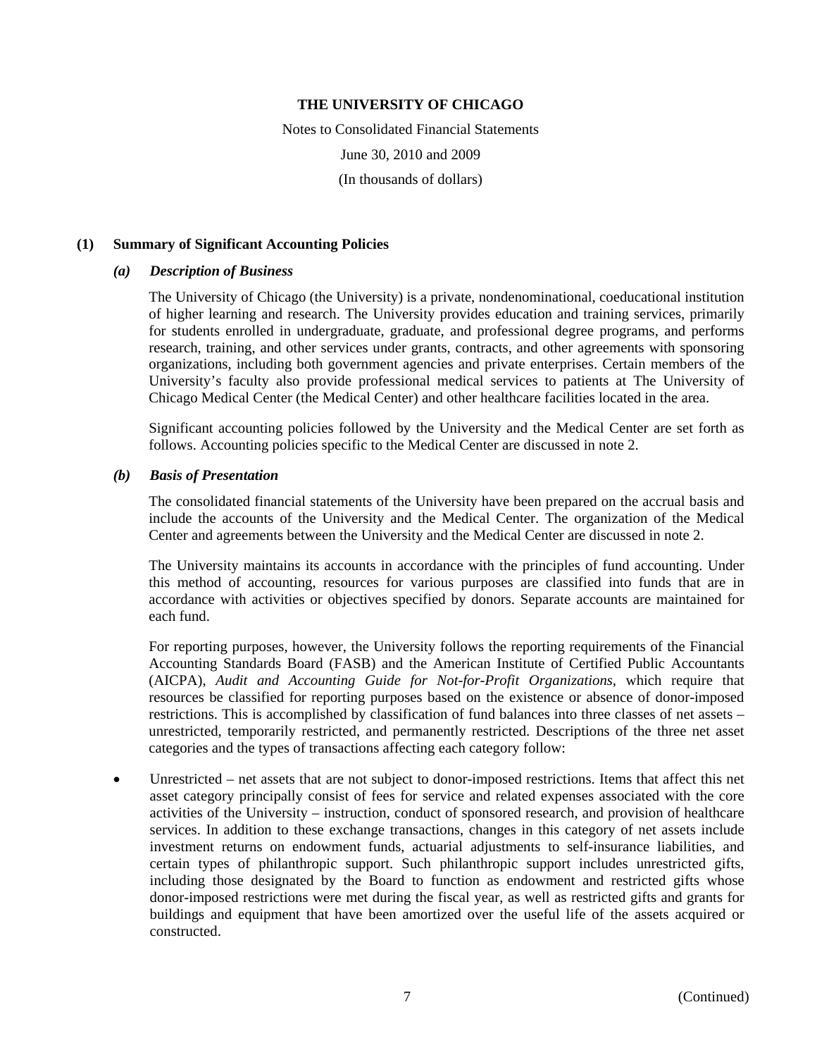# THE UNIVERSITY OF CHICAGO

Notes to Consolidated Financial Statements

June 30, 2010 and 2009

(In thousands of dollars)

## (1) Summary of Significant Accounting Policies

### *(a) Description of Business*

The University of Chicago (the University) is a private, nondenominational, coeducational institution of higher learning and research. The University provides education and training services, primarily for students enrolled in undergraduate, graduate, and professional degree programs, and performs research, training, and other services under grants, contracts, and other agreements with sponsoring organizations, including both government agencies and private enterprises. Certain members of the University's faculty also provide professional medical services to patients at The University of Chicago Medical Center (the Medical Center) and other healthcare facilities located in the area.

Significant accounting policies followed by the University and the Medical Center are set forth as follows. Accounting policies specific to the Medical Center are discussed in note 2.

### *(b) Basis of Presentation*

The consolidated financial statements of the University have been prepared on the accrual basis and include the accounts of the University and the Medical Center. The organization of the Medical Center and agreements between the University and the Medical Center are discussed in note 2.

The University maintains its accounts in accordance with the principles of fund accounting. Under this method of accounting, resources for various purposes are classified into funds that are in accordance with activities or objectives specified by donors. Separate accounts are maintained for each fund.

For reporting purposes, however, the University follows the reporting requirements of the Financial Accounting Standards Board (FASB) and the American Institute of Certified Public Accountants (AICPA), *Audit and Accounting Guide for Not-for-Profit Organizations*, which require that resources be classified for reporting purposes based on the existence or absence of donor-imposed restrictions. This is accomplished by classification of fund balances into three classes of net assets – unrestricted, temporarily restricted, and permanently restricted. Descriptions of the three net asset categories and the types of transactions affecting each category follow:

- Unrestricted – net assets that are not subject to donor-imposed restrictions. Items that affect this net asset category principally consist of fees for service and related expenses associated with the core activities of the University – instruction, conduct of sponsored research, and provision of healthcare services. In addition to these exchange transactions, changes in this category of net assets include investment returns on endowment funds, actuarial adjustments to self-insurance liabilities, and certain types of philanthropic support. Such philanthropic support includes unrestricted gifts, including those designated by the Board to function as endowment and restricted gifts whose donor-imposed restrictions were met during the fiscal year, as well as restricted gifts and grants for buildings and equipment that have been amortized over the useful life of the assets acquired or constructed.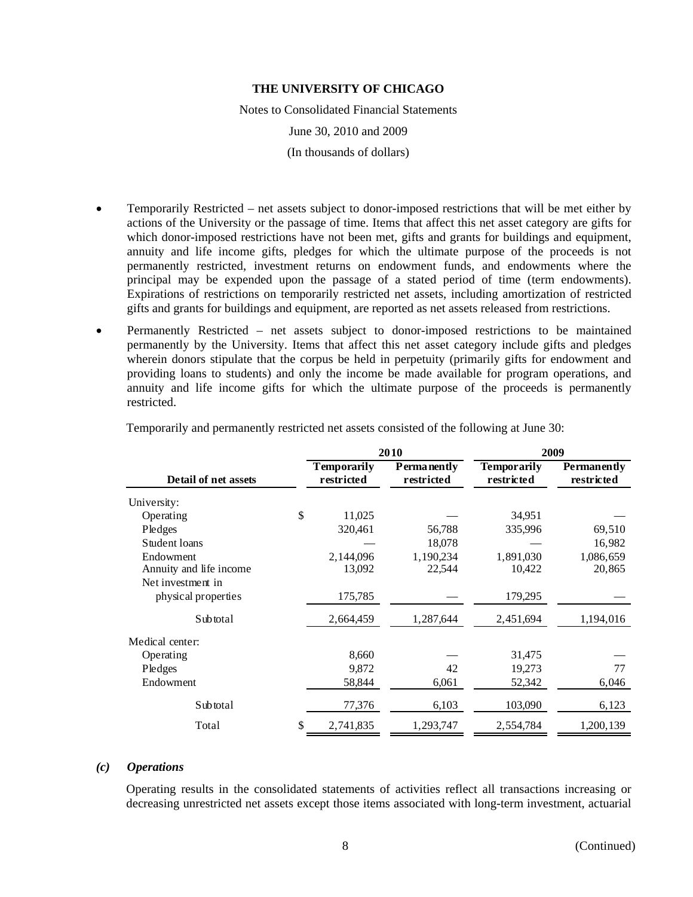- Temporarily Restricted – net assets subject to donor-imposed restrictions that will be met either by actions of the University or the passage of time. Items that affect this net asset category are gifts for which donor-imposed restrictions have not been met, gifts and grants for buildings and equipment, annuity and life income gifts, pledges for which the ultimate purpose of the proceeds is not permanently restricted, investment returns on endowment funds, and endowments where the principal may be expended upon the passage of a stated period of time (term endowments). Expirations of restrictions on temporarily restricted net assets, including amortization of restricted gifts and grants for buildings and equipment, are reported as net assets released from restrictions.
- Permanently Restricted – net assets subject to donor-imposed restrictions to be maintained permanently by the University. Items that affect this net asset category include gifts and pledges wherein donors stipulate that the corpus be held in perpetuity (primarily gifts for endowment and providing loans to students) and only the income be made available for program operations, and annuity and life income gifts for which the ultimate purpose of the proceeds is permanently restricted.

Temporarily and permanently restricted net assets consisted of the following at June 30:

| Detail of net assets | 2010 | | 2009 | |
|---|---|---|---|---|
| | Temporarily restricted | Permanently restricted | Temporarily restricted | Permanently restricted |
| University: | | | | |
| Operating | $ 11,025 | — | 34,951 | — |
| Pledges | 320,461 | 56,788 | 335,996 | 69,510 |
| Student loans | — | 18,078 | — | 16,982 |
| Endowment | 2,144,096 | 1,190,234 | 1,891,030 | 1,086,659 |
| Annuity and life income | 13,092 | 22,544 | 10,422 | 20,865 |
| Net investment in physical properties | 175,785 | — | 179,295 | — |
| Subtotal | 2,664,459 | 1,287,644 | 2,451,694 | 1,194,016 |
| Medical center: | | | | |
| Operating | 8,660 | — | 31,475 | — |
| Pledges | 9,872 | 42 | 19,273 | 77 |
| Endowment | 58,844 | 6,061 | 52,342 | 6,046 |
| Subtotal | 77,376 | 6,103 | 103,090 | 6,123 |
| Total | $ 2,741,835 | 1,293,747 | 2,554,784 | 1,200,139 |

### *(c) Operations*

Operating results in the consolidated statements of activities reflect all transactions increasing or decreasing unrestricted net assets except those items associated with long-term investment, actuarial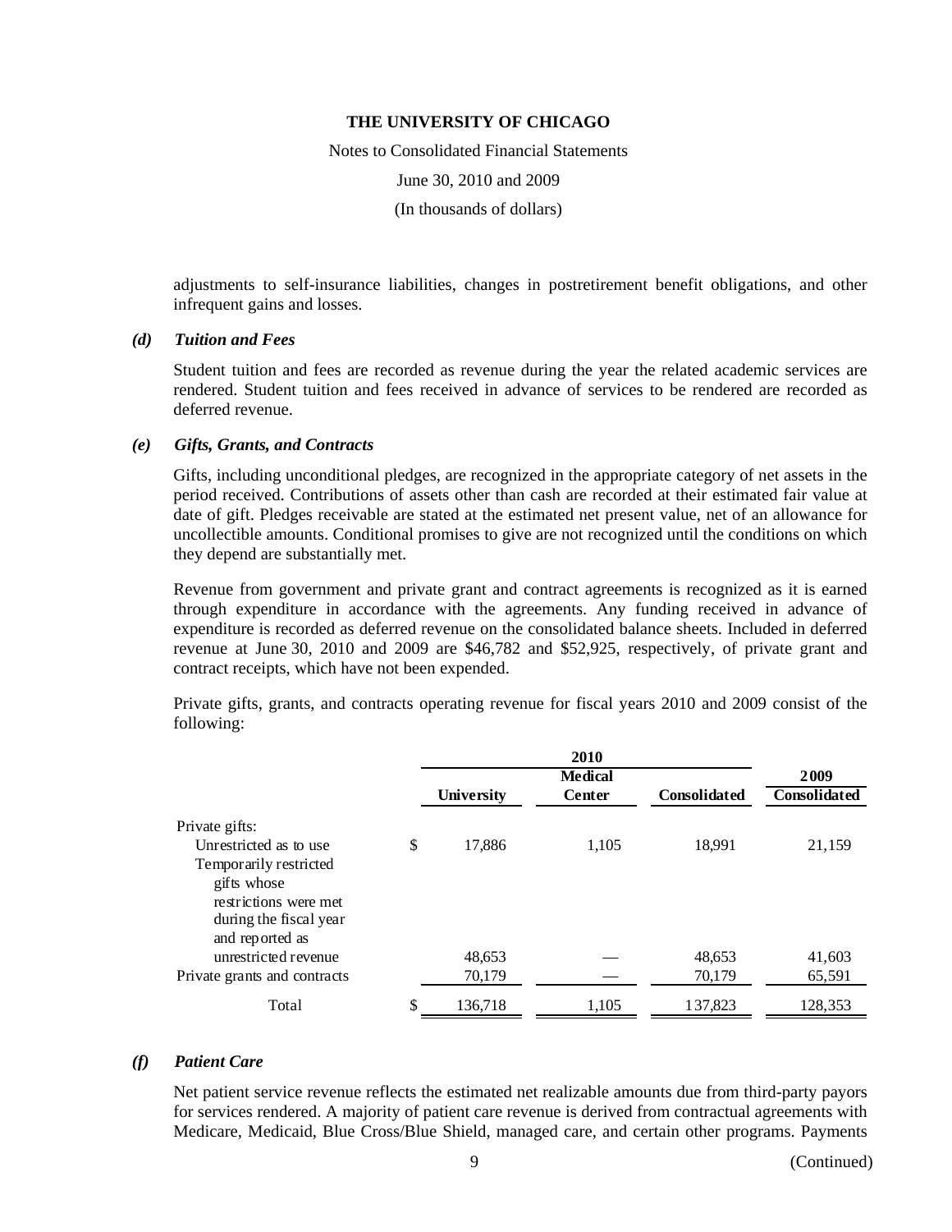adjustments to self-insurance liabilities, changes in postretirement benefit obligations, and other infrequent gains and losses.

### *(d) Tuition and Fees*

Student tuition and fees are recorded as revenue during the year the related academic services are rendered. Student tuition and fees received in advance of services to be rendered are recorded as deferred revenue.

### *(e) Gifts, Grants, and Contracts*

Gifts, including unconditional pledges, are recognized in the appropriate category of net assets in the period received. Contributions of assets other than cash are recorded at their estimated fair value at date of gift. Pledges receivable are stated at the estimated net present value, net of an allowance for uncollectible amounts. Conditional promises to give are not recognized until the conditions on which they depend are substantially met.

Revenue from government and private grant and contract agreements is recognized as it is earned through expenditure in accordance with the agreements. Any funding received in advance of expenditure is recorded as deferred revenue on the consolidated balance sheets. Included in deferred revenue at June 30, 2010 and 2009 are $46,782 and $52,925, respectively, of private grant and contract receipts, which have not been expended.

Private gifts, grants, and contracts operating revenue for fiscal years 2010 and 2009 consist of the following:

| | 2010 | | | 2009 |
|---|---|---|---|---|
| | University | Medical Center | Consolidated | Consolidated |
| Private gifts: | | | | |
| Unrestricted as to use | $ 17,886 | 1,105 | 18,991 | 21,159 |
| Temporarily restricted gifts whose restrictions were met during the fiscal year and reported as unrestricted revenue | 48,653 | — | 48,653 | 41,603 |
| Private grants and contracts | 70,179 | — | 70,179 | 65,591 |
| Total | $ 136,718 | 1,105 | 137,823 | 128,353 |

### *(f) Patient Care*

Net patient service revenue reflects the estimated net realizable amounts due from third-party payors for services rendered. A majority of patient care revenue is derived from contractual agreements with Medicare, Medicaid, Blue Cross/Blue Shield, managed care, and certain other programs. Payments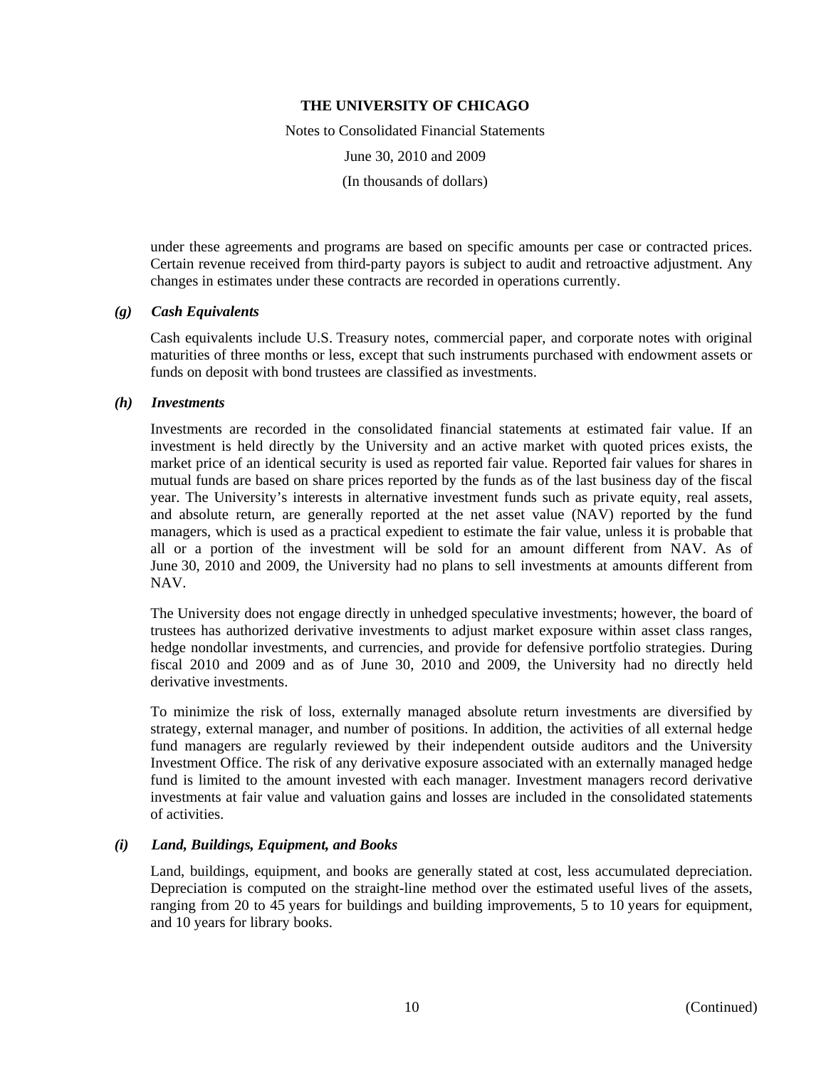under these agreements and programs are based on specific amounts per case or contracted prices. Certain revenue received from third-party payors is subject to audit and retroactive adjustment. Any changes in estimates under these contracts are recorded in operations currently.

### *(g) Cash Equivalents*

Cash equivalents include U.S. Treasury notes, commercial paper, and corporate notes with original maturities of three months or less, except that such instruments purchased with endowment assets or funds on deposit with bond trustees are classified as investments.

### *(h) Investments*

Investments are recorded in the consolidated financial statements at estimated fair value. If an investment is held directly by the University and an active market with quoted prices exists, the market price of an identical security is used as reported fair value. Reported fair values for shares in mutual funds are based on share prices reported by the funds as of the last business day of the fiscal year. The University's interests in alternative investment funds such as private equity, real assets, and absolute return, are generally reported at the net asset value (NAV) reported by the fund managers, which is used as a practical expedient to estimate the fair value, unless it is probable that all or a portion of the investment will be sold for an amount different from NAV. As of June 30, 2010 and 2009, the University had no plans to sell investments at amounts different from NAV.

The University does not engage directly in unhedged speculative investments; however, the board of trustees has authorized derivative investments to adjust market exposure within asset class ranges, hedge nondollar investments, and currencies, and provide for defensive portfolio strategies. During fiscal 2010 and 2009 and as of June 30, 2010 and 2009, the University had no directly held derivative investments.

To minimize the risk of loss, externally managed absolute return investments are diversified by strategy, external manager, and number of positions. In addition, the activities of all external hedge fund managers are regularly reviewed by their independent outside auditors and the University Investment Office. The risk of any derivative exposure associated with an externally managed hedge fund is limited to the amount invested with each manager. Investment managers record derivative investments at fair value and valuation gains and losses are included in the consolidated statements of activities.

### *(i) Land, Buildings, Equipment, and Books*

Land, buildings, equipment, and books are generally stated at cost, less accumulated depreciation. Depreciation is computed on the straight-line method over the estimated useful lives of the assets, ranging from 20 to 45 years for buildings and building improvements, 5 to 10 years for equipment, and 10 years for library books.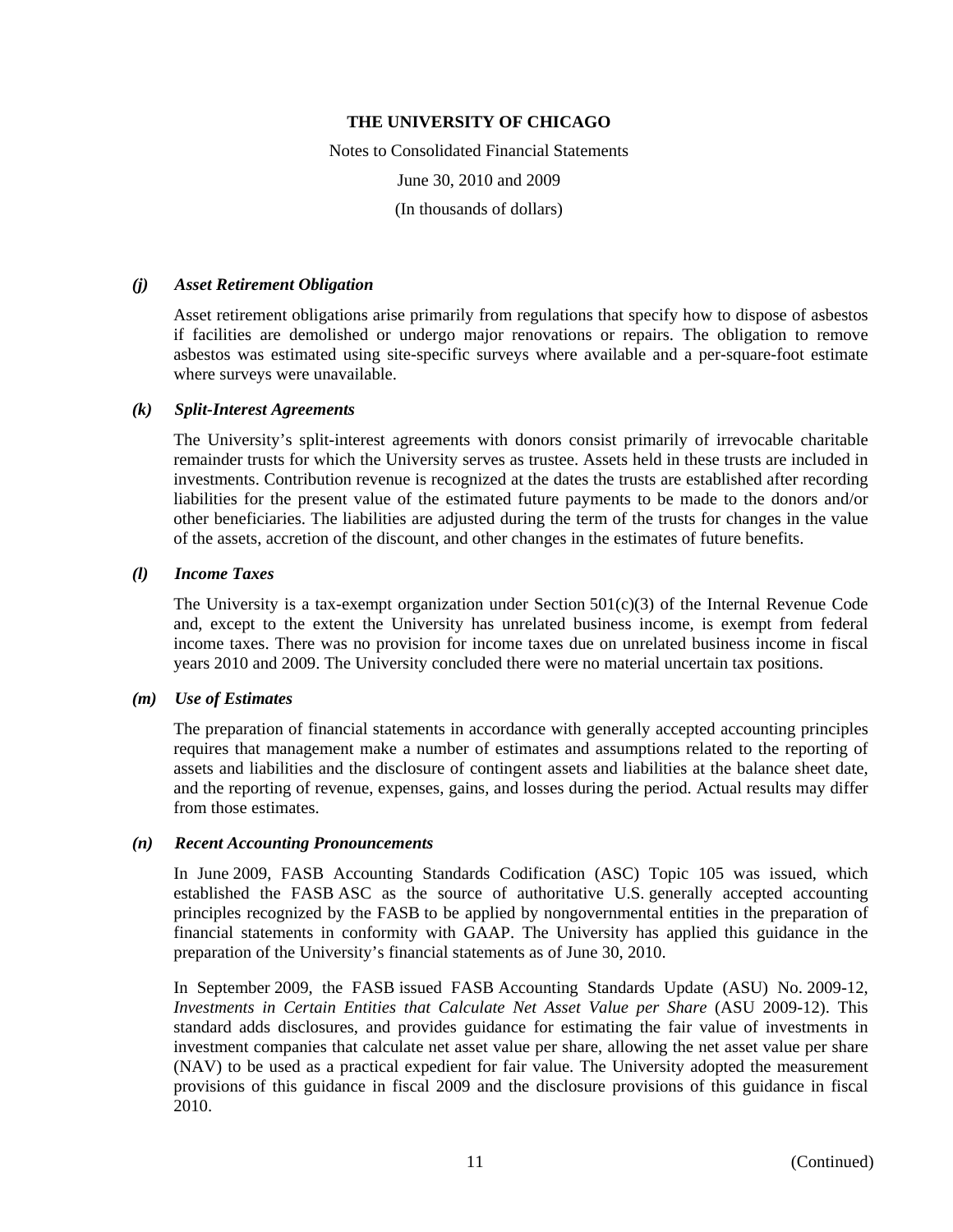### *(j) Asset Retirement Obligation*

Asset retirement obligations arise primarily from regulations that specify how to dispose of asbestos if facilities are demolished or undergo major renovations or repairs. The obligation to remove asbestos was estimated using site-specific surveys where available and a per-square-foot estimate where surveys were unavailable.

### *(k) Split-Interest Agreements*

The University's split-interest agreements with donors consist primarily of irrevocable charitable remainder trusts for which the University serves as trustee. Assets held in these trusts are included in investments. Contribution revenue is recognized at the dates the trusts are established after recording liabilities for the present value of the estimated future payments to be made to the donors and/or other beneficiaries. The liabilities are adjusted during the term of the trusts for changes in the value of the assets, accretion of the discount, and other changes in the estimates of future benefits.

### *(l) Income Taxes*

The University is a tax-exempt organization under Section 501(c)(3) of the Internal Revenue Code and, except to the extent the University has unrelated business income, is exempt from federal income taxes. There was no provision for income taxes due on unrelated business income in fiscal years 2010 and 2009. The University concluded there were no material uncertain tax positions.

### *(m) Use of Estimates*

The preparation of financial statements in accordance with generally accepted accounting principles requires that management make a number of estimates and assumptions related to the reporting of assets and liabilities and the disclosure of contingent assets and liabilities at the balance sheet date, and the reporting of revenue, expenses, gains, and losses during the period. Actual results may differ from those estimates.

### *(n) Recent Accounting Pronouncements*

In June 2009, FASB Accounting Standards Codification (ASC) Topic 105 was issued, which established the FASB ASC as the source of authoritative U.S. generally accepted accounting principles recognized by the FASB to be applied by nongovernmental entities in the preparation of financial statements in conformity with GAAP. The University has applied this guidance in the preparation of the University's financial statements as of June 30, 2010.

In September 2009, the FASB issued FASB Accounting Standards Update (ASU) No. 2009-12, *Investments in Certain Entities that Calculate Net Asset Value per Share* (ASU 2009-12). This standard adds disclosures, and provides guidance for estimating the fair value of investments in investment companies that calculate net asset value per share, allowing the net asset value per share (NAV) to be used as a practical expedient for fair value. The University adopted the measurement provisions of this guidance in fiscal 2009 and the disclosure provisions of this guidance in fiscal 2010.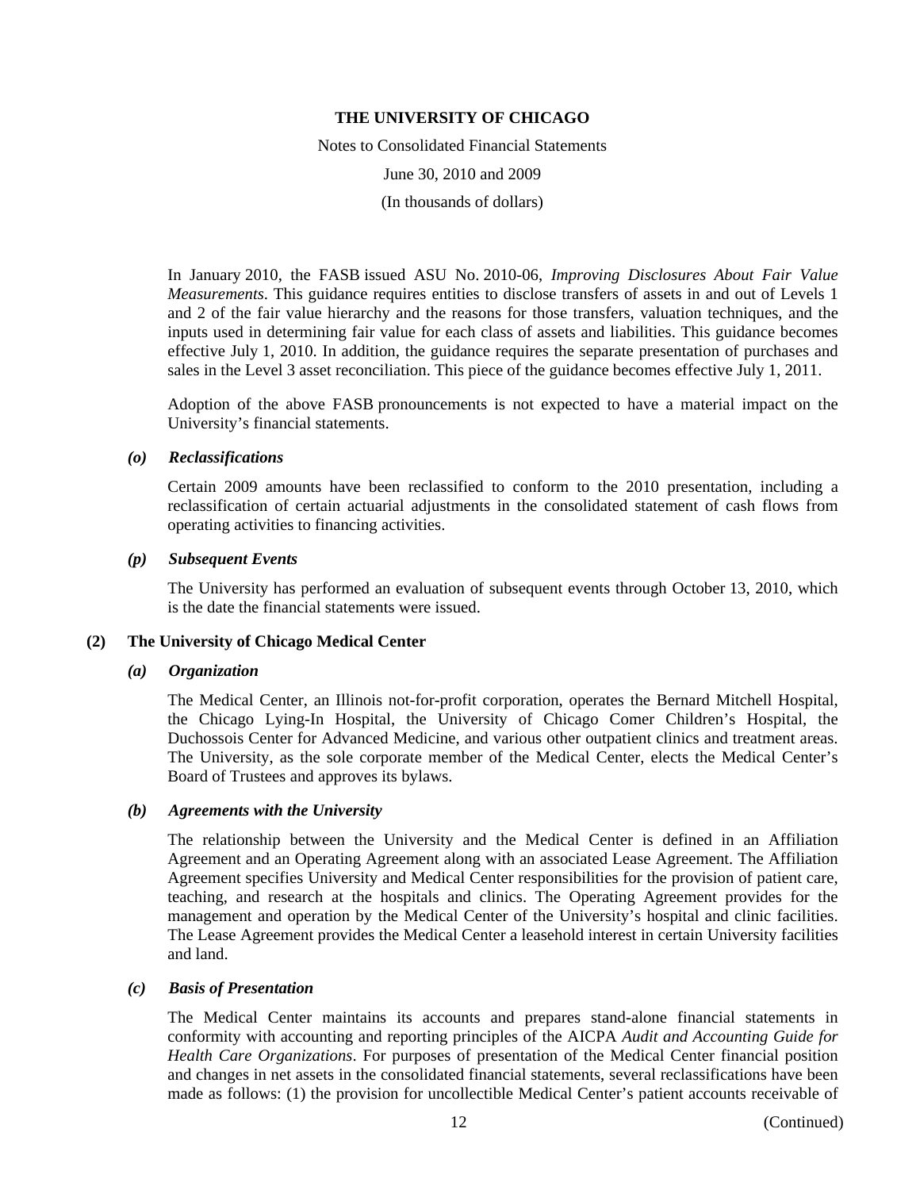In January 2010, the FASB issued ASU No. 2010-06, *Improving Disclosures About Fair Value Measurements*. This guidance requires entities to disclose transfers of assets in and out of Levels 1 and 2 of the fair value hierarchy and the reasons for those transfers, valuation techniques, and the inputs used in determining fair value for each class of assets and liabilities. This guidance becomes effective July 1, 2010. In addition, the guidance requires the separate presentation of purchases and sales in the Level 3 asset reconciliation. This piece of the guidance becomes effective July 1, 2011.

Adoption of the above FASB pronouncements is not expected to have a material impact on the University's financial statements.

### *(o) Reclassifications*

Certain 2009 amounts have been reclassified to conform to the 2010 presentation, including a reclassification of certain actuarial adjustments in the consolidated statement of cash flows from operating activities to financing activities.

### *(p) Subsequent Events*

The University has performed an evaluation of subsequent events through October 13, 2010, which is the date the financial statements were issued.

## (2) The University of Chicago Medical Center

### *(a) Organization*

The Medical Center, an Illinois not-for-profit corporation, operates the Bernard Mitchell Hospital, the Chicago Lying-In Hospital, the University of Chicago Comer Children's Hospital, the Duchossois Center for Advanced Medicine, and various other outpatient clinics and treatment areas. The University, as the sole corporate member of the Medical Center, elects the Medical Center's Board of Trustees and approves its bylaws.

### *(b) Agreements with the University*

The relationship between the University and the Medical Center is defined in an Affiliation Agreement and an Operating Agreement along with an associated Lease Agreement. The Affiliation Agreement specifies University and Medical Center responsibilities for the provision of patient care, teaching, and research at the hospitals and clinics. The Operating Agreement provides for the management and operation by the Medical Center of the University's hospital and clinic facilities. The Lease Agreement provides the Medical Center a leasehold interest in certain University facilities and land.

### *(c) Basis of Presentation*

The Medical Center maintains its accounts and prepares stand-alone financial statements in conformity with accounting and reporting principles of the AICPA *Audit and Accounting Guide for Health Care Organizations*. For purposes of presentation of the Medical Center financial position and changes in net assets in the consolidated financial statements, several reclassifications have been made as follows: (1) the provision for uncollectible Medical Center's patient accounts receivable of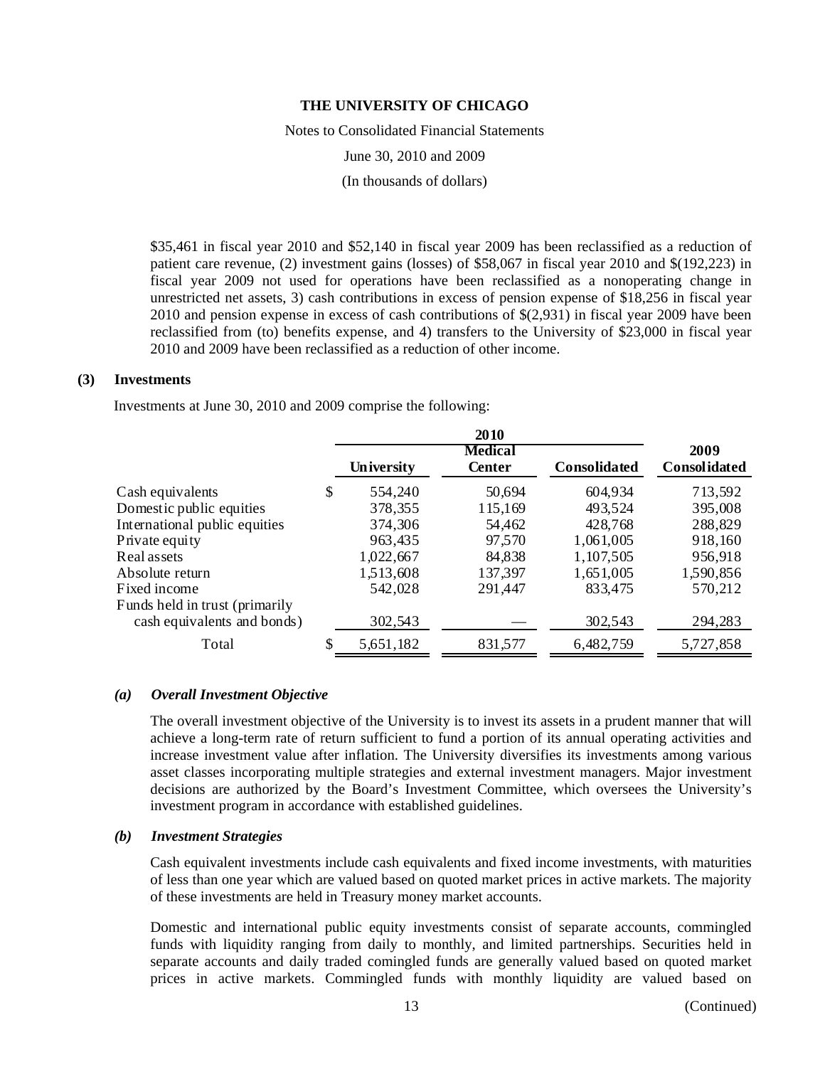$35,461 in fiscal year 2010 and $52,140 in fiscal year 2009 has been reclassified as a reduction of patient care revenue, (2) investment gains (losses) of $58,067 in fiscal year 2010 and $(192,223) in fiscal year 2009 not used for operations have been reclassified as a nonoperating change in unrestricted net assets, 3) cash contributions in excess of pension expense of $18,256 in fiscal year 2010 and pension expense in excess of cash contributions of $(2,931) in fiscal year 2009 have been reclassified from (to) benefits expense, and 4) transfers to the University of $23,000 in fiscal year 2010 and 2009 have been reclassified as a reduction of other income.

## (3) Investments

Investments at June 30, 2010 and 2009 comprise the following:

| | 2010 | | | 2009 |
|---|---|---|---|---|
| | University | Medical Center | Consolidated | Consolidated |
| Cash equivalents | $ 554,240 | 50,694 | 604,934 | 713,592 |
| Domestic public equities | 378,355 | 115,169 | 493,524 | 395,008 |
| International public equities | 374,306 | 54,462 | 428,768 | 288,829 |
| Private equity | 963,435 | 97,570 | 1,061,005 | 918,160 |
| Real assets | 1,022,667 | 84,838 | 1,107,505 | 956,918 |
| Absolute return | 1,513,608 | 137,397 | 1,651,005 | 1,590,856 |
| Fixed income | 542,028 | 291,447 | 833,475 | 570,212 |
| Funds held in trust (primarily cash equivalents and bonds) | 302,543 | — | 302,543 | 294,283 |
| Total | $ 5,651,182 | 831,577 | 6,482,759 | 5,727,858 |

### *(a) Overall Investment Objective*

The overall investment objective of the University is to invest its assets in a prudent manner that will achieve a long-term rate of return sufficient to fund a portion of its annual operating activities and increase investment value after inflation. The University diversifies its investments among various asset classes incorporating multiple strategies and external investment managers. Major investment decisions are authorized by the Board's Investment Committee, which oversees the University's investment program in accordance with established guidelines.

### *(b) Investment Strategies*

Cash equivalent investments include cash equivalents and fixed income investments, with maturities of less than one year which are valued based on quoted market prices in active markets. The majority of these investments are held in Treasury money market accounts.

Domestic and international public equity investments consist of separate accounts, commingled funds with liquidity ranging from daily to monthly, and limited partnerships. Securities held in separate accounts and daily traded comingled funds are generally valued based on quoted market prices in active markets. Commingled funds with monthly liquidity are valued based on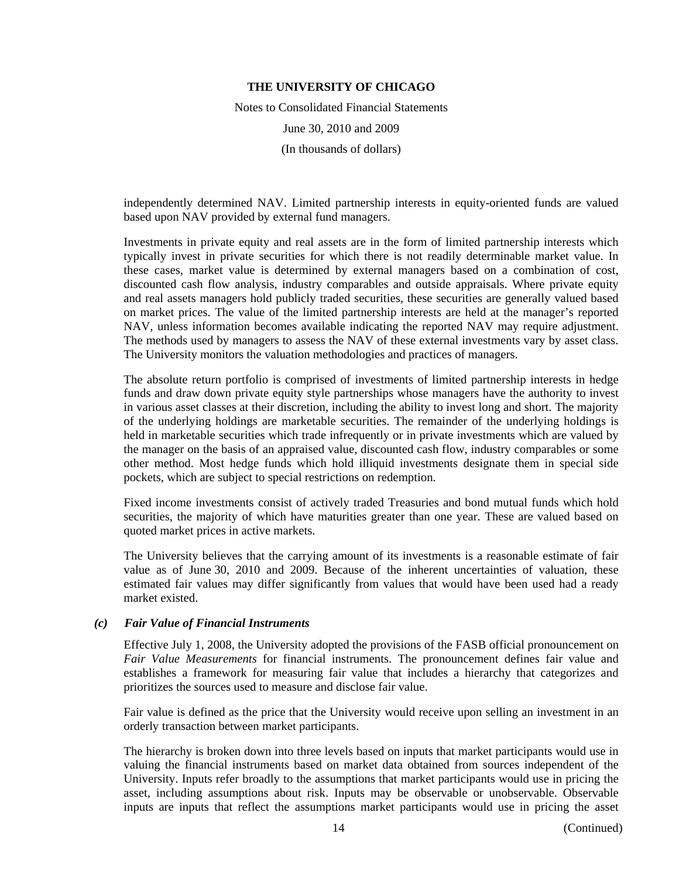independently determined NAV. Limited partnership interests in equity-oriented funds are valued based upon NAV provided by external fund managers.

Investments in private equity and real assets are in the form of limited partnership interests which typically invest in private securities for which there is not readily determinable market value. In these cases, market value is determined by external managers based on a combination of cost, discounted cash flow analysis, industry comparables and outside appraisals. Where private equity and real assets managers hold publicly traded securities, these securities are generally valued based on market prices. The value of the limited partnership interests are held at the manager's reported NAV, unless information becomes available indicating the reported NAV may require adjustment. The methods used by managers to assess the NAV of these external investments vary by asset class. The University monitors the valuation methodologies and practices of managers.

The absolute return portfolio is comprised of investments of limited partnership interests in hedge funds and draw down private equity style partnerships whose managers have the authority to invest in various asset classes at their discretion, including the ability to invest long and short. The majority of the underlying holdings are marketable securities. The remainder of the underlying holdings is held in marketable securities which trade infrequently or in private investments which are valued by the manager on the basis of an appraised value, discounted cash flow, industry comparables or some other method. Most hedge funds which hold illiquid investments designate them in special side pockets, which are subject to special restrictions on redemption.

Fixed income investments consist of actively traded Treasuries and bond mutual funds which hold securities, the majority of which have maturities greater than one year. These are valued based on quoted market prices in active markets.

The University believes that the carrying amount of its investments is a reasonable estimate of fair value as of June 30, 2010 and 2009. Because of the inherent uncertainties of valuation, these estimated fair values may differ significantly from values that would have been used had a ready market existed.

### *(c) Fair Value of Financial Instruments*

Effective July 1, 2008, the University adopted the provisions of the FASB official pronouncement on *Fair Value Measurements* for financial instruments. The pronouncement defines fair value and establishes a framework for measuring fair value that includes a hierarchy that categorizes and prioritizes the sources used to measure and disclose fair value.

Fair value is defined as the price that the University would receive upon selling an investment in an orderly transaction between market participants.

The hierarchy is broken down into three levels based on inputs that market participants would use in valuing the financial instruments based on market data obtained from sources independent of the University. Inputs refer broadly to the assumptions that market participants would use in pricing the asset, including assumptions about risk. Inputs may be observable or unobservable. Observable inputs are inputs that reflect the assumptions market participants would use in pricing the asset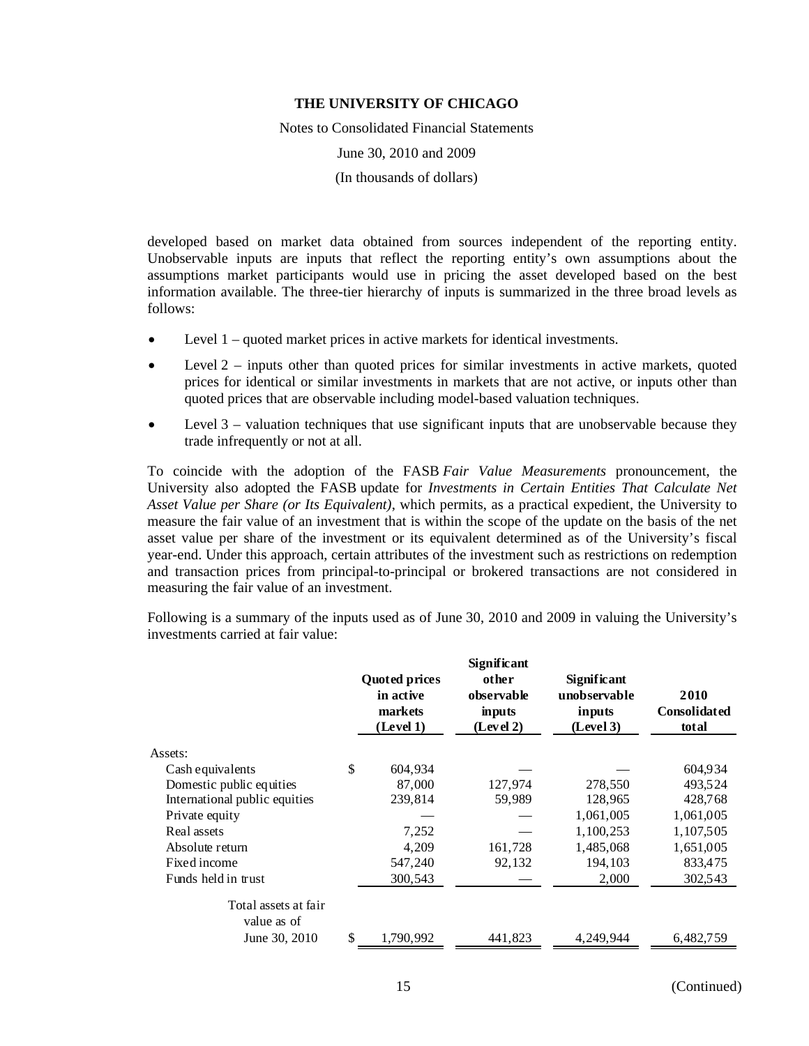developed based on market data obtained from sources independent of the reporting entity. Unobservable inputs are inputs that reflect the reporting entity's own assumptions about the assumptions market participants would use in pricing the asset developed based on the best information available. The three-tier hierarchy of inputs is summarized in the three broad levels as follows:

- Level 1 – quoted market prices in active markets for identical investments.
- Level 2 – inputs other than quoted prices for similar investments in active markets, quoted prices for identical or similar investments in markets that are not active, or inputs other than quoted prices that are observable including model-based valuation techniques.
- Level 3 – valuation techniques that use significant inputs that are unobservable because they trade infrequently or not at all.

To coincide with the adoption of the FASB *Fair Value Measurements* pronouncement, the University also adopted the FASB update for *Investments in Certain Entities That Calculate Net Asset Value per Share (or Its Equivalent)*, which permits, as a practical expedient, the University to measure the fair value of an investment that is within the scope of the update on the basis of the net asset value per share of the investment or its equivalent determined as of the University's fiscal year-end. Under this approach, certain attributes of the investment such as restrictions on redemption and transaction prices from principal-to-principal or brokered transactions are not considered in measuring the fair value of an investment.

Following is a summary of the inputs used as of June 30, 2010 and 2009 in valuing the University's investments carried at fair value:

| | Quoted prices in active markets (Level 1) | Significant other observable inputs (Level 2) | Significant unobservable inputs (Level 3) | 2010 Consolidated total |
|---|---|---|---|---|
| Assets: | | | | |
| Cash equivalents | $ 604,934 | — | — | 604,934 |
| Domestic public equities | 87,000 | 127,974 | 278,550 | 493,524 |
| International public equities | 239,814 | 59,989 | 128,965 | 428,768 |
| Private equity | — | — | 1,061,005 | 1,061,005 |
| Real assets | 7,252 | — | 1,100,253 | 1,107,505 |
| Absolute return | 4,209 | 161,728 | 1,485,068 | 1,651,005 |
| Fixed income | 547,240 | 92,132 | 194,103 | 833,475 |
| Funds held in trust | 300,543 | — | 2,000 | 302,543 |
| Total assets at fair value as of June 30, 2010 | $ 1,790,992 | 441,823 | 4,249,944 | 6,482,759 |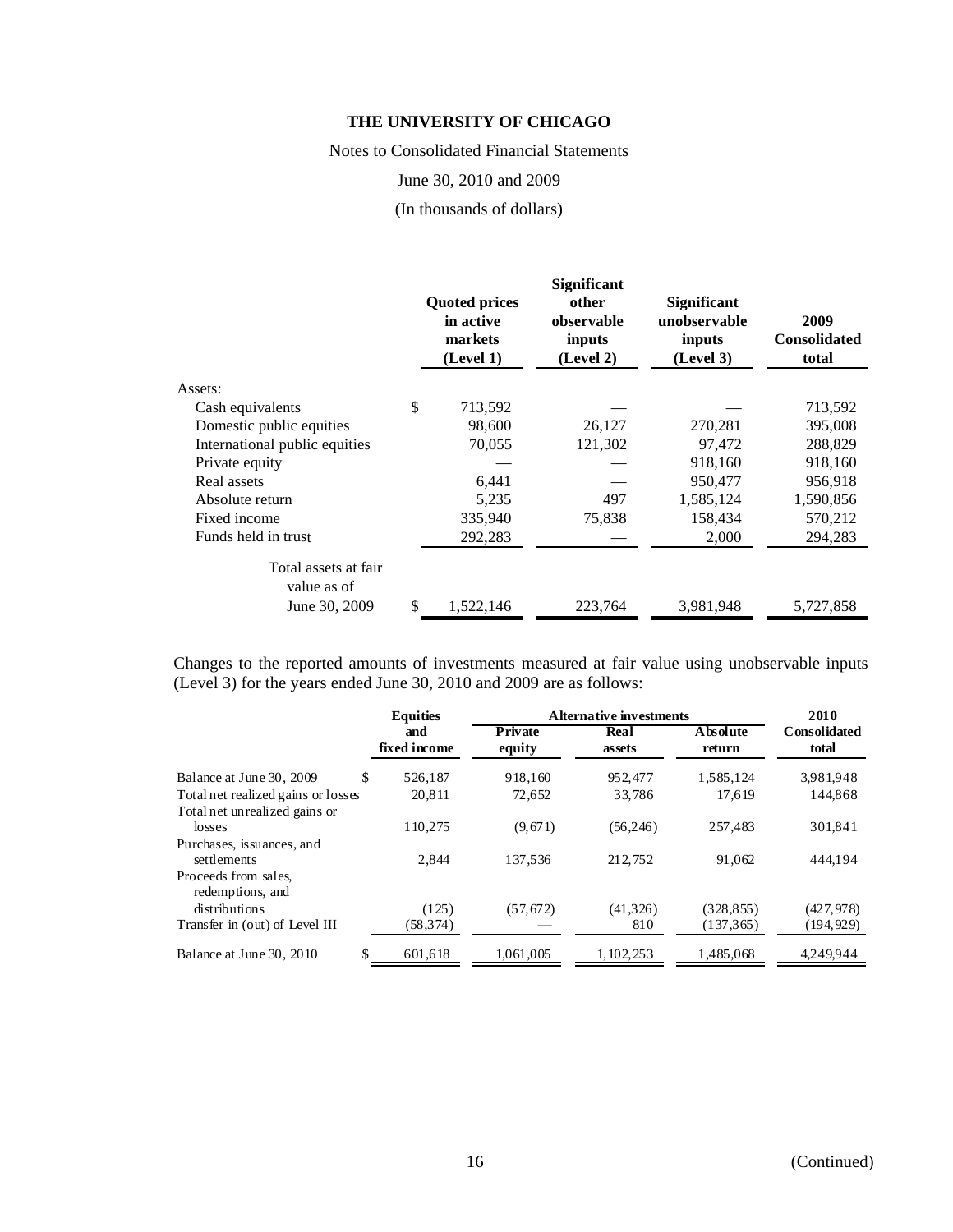# THE UNIVERSITY OF CHICAGO

Notes to Consolidated Financial Statements

June 30, 2010 and 2009

(In thousands of dollars)

| | Quoted prices in active markets (Level 1) | Significant other observable inputs (Level 2) | Significant unobservable inputs (Level 3) | 2009 Consolidated total |
|---|---|---|---|---|
| Assets: | | | | |
| Cash equivalents | $ 713,592 | — | — | 713,592 |
| Domestic public equities | 98,600 | 26,127 | 270,281 | 395,008 |
| International public equities | 70,055 | 121,302 | 97,472 | 288,829 |
| Private equity | — | — | 918,160 | 918,160 |
| Real assets | 6,441 | — | 950,477 | 956,918 |
| Absolute return | 5,235 | 497 | 1,585,124 | 1,590,856 |
| Fixed income | 335,940 | 75,838 | 158,434 | 570,212 |
| Funds held in trust | 292,283 | — | 2,000 | 294,283 |
| Total assets at fair value as of June 30, 2009 | $ 1,522,146 | 223,764 | 3,981,948 | 5,727,858 |

Changes to the reported amounts of investments measured at fair value using unobservable inputs (Level 3) for the years ended June 30, 2010 and 2009 are as follows:

| | Equities and fixed income | Alternative investments | | | 2010 Consolidated total |
|---|---|---|---|---|---|
| | | Private equity | Real assets | Absolute return | |
| Balance at June 30, 2009 | $ 526,187 | 918,160 | 952,477 | 1,585,124 | 3,981,948 |
| Total net realized gains or losses | 20,811 | 72,652 | 33,786 | 17,619 | 144,868 |
| Total net unrealized gains or losses | 110,275 | (9,671) | (56,246) | 257,483 | 301,841 |
| Purchases, issuances, and settlements | 2,844 | 137,536 | 212,752 | 91,062 | 444,194 |
| Proceeds from sales, redemptions, and distributions | (125) | (57,672) | (41,326) | (328,855) | (427,978) |
| Transfer in (out) of Level III | (58,374) | — | 810 | (137,365) | (194,929) |
| Balance at June 30, 2010 | $ 601,618 | 1,061,005 | 1,102,253 | 1,485,068 | 4,249,944 |

(Continued)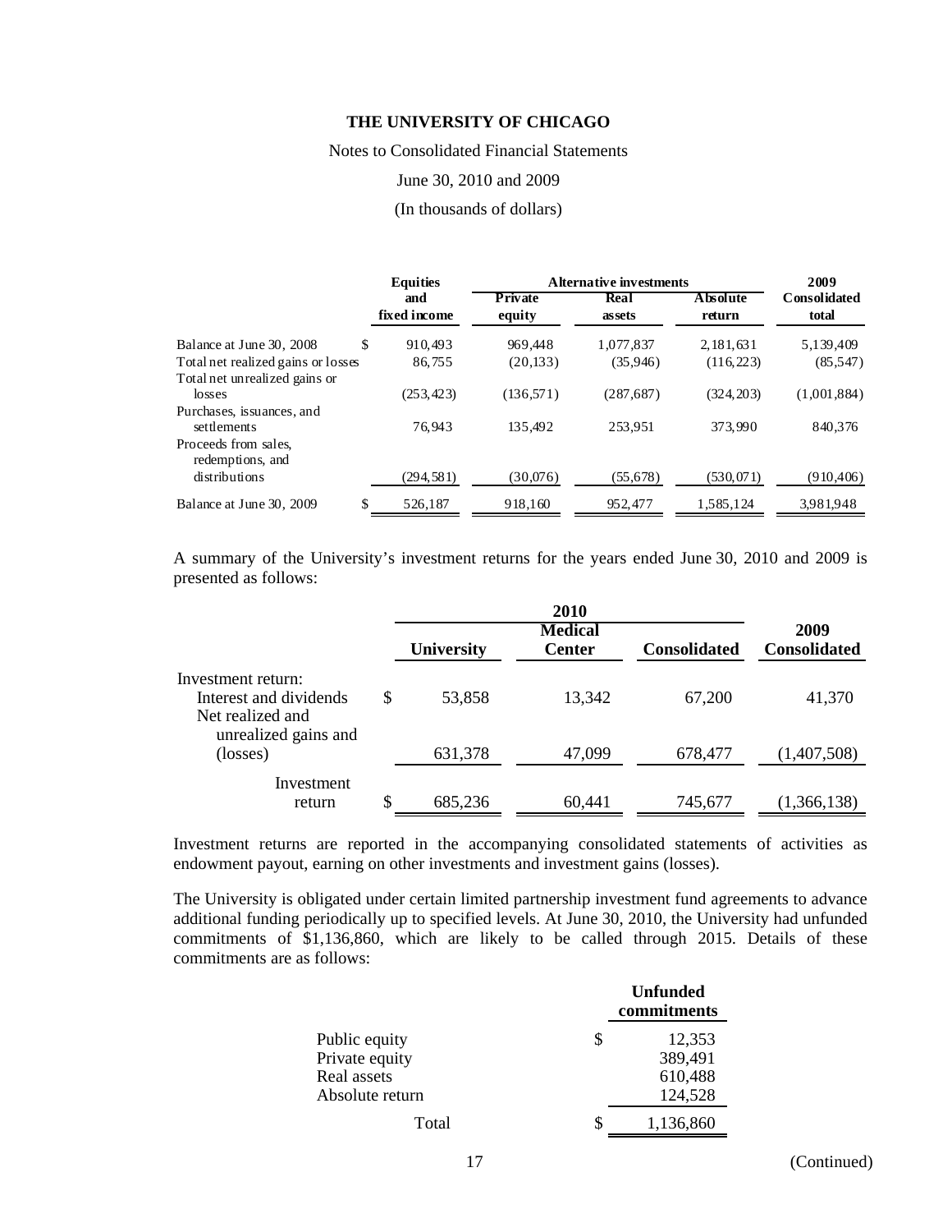**THE UNIVERSITY OF CHICAGO**

Notes to Consolidated Financial Statements

June 30, 2010 and 2009

(In thousands of dollars)

| | Equities and fixed income | Alternative investments | | | 2009 Consolidated total |
|---|---|---|---|---|---|
| | | Private equity | Real assets | Absolute return | |
| Balance at June 30, 2008 | $ 910,493 | 969,448 | 1,077,837 | 2,181,631 | 5,139,409 |
| Total net realized gains or losses | 86,755 | (20,133) | (35,946) | (116,223) | (85,547) |
| Total net unrealized gains or losses | (253,423) | (136,571) | (287,687) | (324,203) | (1,001,884) |
| Purchases, issuances, and settlements | 76,943 | 135,492 | 253,951 | 373,990 | 840,376 |
| Proceeds from sales, redemptions, and distributions | (294,581) | (30,076) | (55,678) | (530,071) | (910,406) |
| Balance at June 30, 2009 | $ 526,187 | 918,160 | 952,477 | 1,585,124 | 3,981,948 |

A summary of the University's investment returns for the years ended June 30, 2010 and 2009 is presented as follows:

| | 2010 | | | 2009 |
|---|---|---|---|---|
| | University | Medical Center | Consolidated | Consolidated |
| Investment return: | | | | |
| Interest and dividends | $ 53,858 | 13,342 | 67,200 | 41,370 |
| Net realized and unrealized gains and (losses) | 631,378 | 47,099 | 678,477 | (1,407,508) |
| Investment return | $ 685,236 | 60,441 | 745,677 | (1,366,138) |

Investment returns are reported in the accompanying consolidated statements of activities as endowment payout, earning on other investments and investment gains (losses).

The University is obligated under certain limited partnership investment fund agreements to advance additional funding periodically up to specified levels. At June 30, 2010, the University had unfunded commitments of $1,136,860, which are likely to be called through 2015. Details of these commitments are as follows:

| | Unfunded commitments |
|---|---|
| Public equity | $ 12,353 |
| Private equity | 389,491 |
| Real assets | 610,488 |
| Absolute return | 124,528 |
| Total | $ 1,136,860 |

(Continued)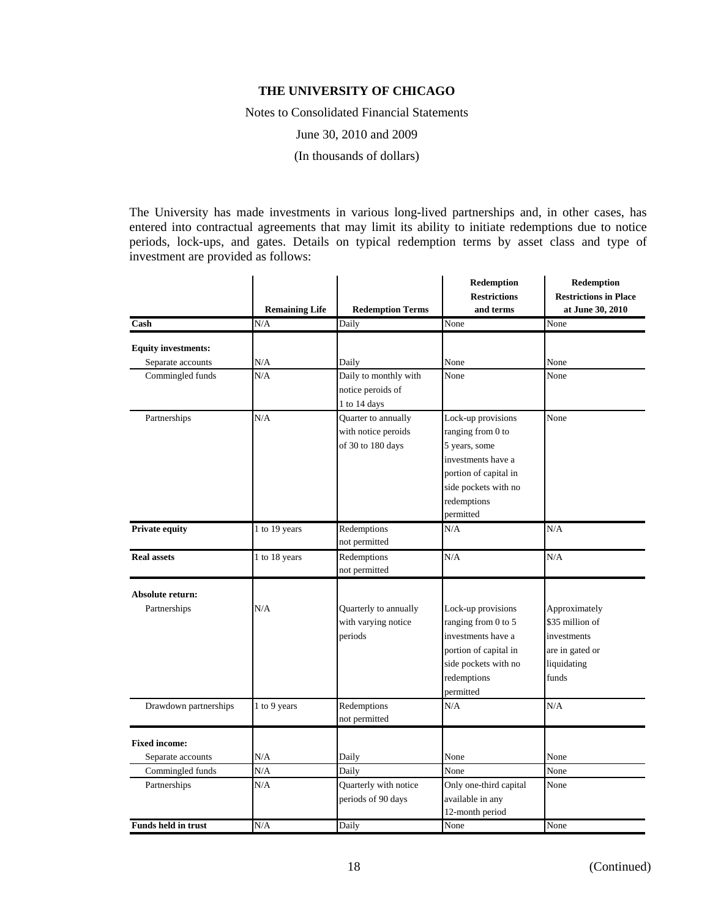The University has made investments in various long-lived partnerships and, in other cases, has entered into contractual agreements that may limit its ability to initiate redemptions due to notice periods, lock-ups, and gates. Details on typical redemption terms by asset class and type of investment are provided as follows:

| | Remaining Life | Redemption Terms | Redemption Restrictions and terms | Redemption Restrictions in Place at June 30, 2010 |
|---|---|---|---|---|
| **Cash** | N/A | Daily | None | None |
| **Equity investments:** | | | | |
| Separate accounts | N/A | Daily | None | None |
| Commingled funds | N/A | Daily to monthly with notice peroids of 1 to 14 days | None | None |
| Partnerships | N/A | Quarter to annually with notice peroids of 30 to 180 days | Lock-up provisions ranging from 0 to 5 years, some investments have a portion of capital in side pockets with no redemptions permitted | None |
| **Private equity** | 1 to 19 years | Redemptions not permitted | N/A | N/A |
| **Real assets** | 1 to 18 years | Redemptions not permitted | N/A | N/A |
| **Absolute return:** | | | | |
| Partnerships | N/A | Quarterly to annually with varying notice periods | Lock-up provisions ranging from 0 to 5 investments have a portion of capital in side pockets with no redemptions permitted | Approximately $35 million of investments are in gated or liquidating funds |
| Drawdown partnerships | 1 to 9 years | Redemptions not permitted | N/A | N/A |
| **Fixed income:** | | | | |
| Separate accounts | N/A | Daily | None | None |
| Commingled funds | N/A | Daily | None | None |
| Partnerships | N/A | Quarterly with notice periods of 90 days | Only one-third capital available in any 12-month period | None |
| **Funds held in trust** | N/A | Daily | None | None |

(Continued)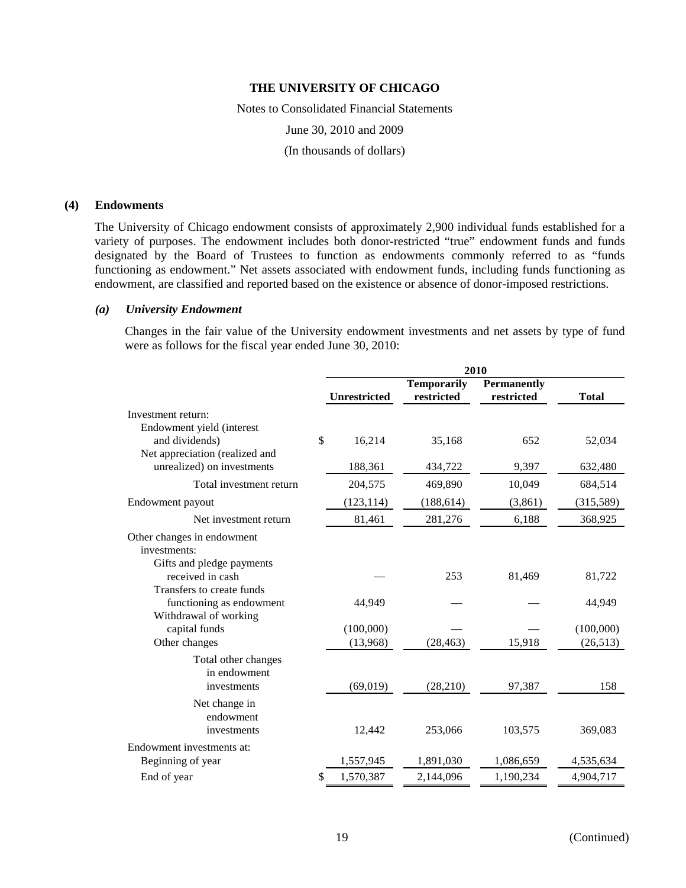**THE UNIVERSITY OF CHICAGO**

Notes to Consolidated Financial Statements

June 30, 2010 and 2009

(In thousands of dollars)

## (4) Endowments

The University of Chicago endowment consists of approximately 2,900 individual funds established for a variety of purposes. The endowment includes both donor-restricted "true" endowment funds and funds designated by the Board of Trustees to function as endowments commonly referred to as "funds functioning as endowment." Net assets associated with endowment funds, including funds functioning as endowment, are classified and reported based on the existence or absence of donor-imposed restrictions.

### *(a) University Endowment*

Changes in the fair value of the University endowment investments and net assets by type of fund were as follows for the fiscal year ended June 30, 2010:

| | 2010 | | | |
|---|---|---|---|---|
| | Unrestricted | Temporarily restricted | Permanently restricted | Total |
| Investment return: | | | | |
| Endowment yield (interest and dividends) | $ 16,214 | 35,168 | 652 | 52,034 |
| Net appreciation (realized and unrealized) on investments | 188,361 | 434,722 | 9,397 | 632,480 |
| Total investment return | 204,575 | 469,890 | 10,049 | 684,514 |
| Endowment payout | (123,114) | (188,614) | (3,861) | (315,589) |
| Net investment return | 81,461 | 281,276 | 6,188 | 368,925 |
| Other changes in endowment investments: | | | | |
| Gifts and pledge payments received in cash | — | 253 | 81,469 | 81,722 |
| Transfers to create funds functioning as endowment | 44,949 | — | — | 44,949 |
| Withdrawal of working capital funds | (100,000) | — | — | (100,000) |
| Other changes | (13,968) | (28,463) | 15,918 | (26,513) |
| Total other changes in endowment investments | (69,019) | (28,210) | 97,387 | 158 |
| Net change in endowment investments | 12,442 | 253,066 | 103,575 | 369,083 |
| Endowment investments at: | | | | |
| Beginning of year | 1,557,945 | 1,891,030 | 1,086,659 | 4,535,634 |
| End of year | $ 1,570,387 | 2,144,096 | 1,190,234 | 4,904,717 |

(Continued)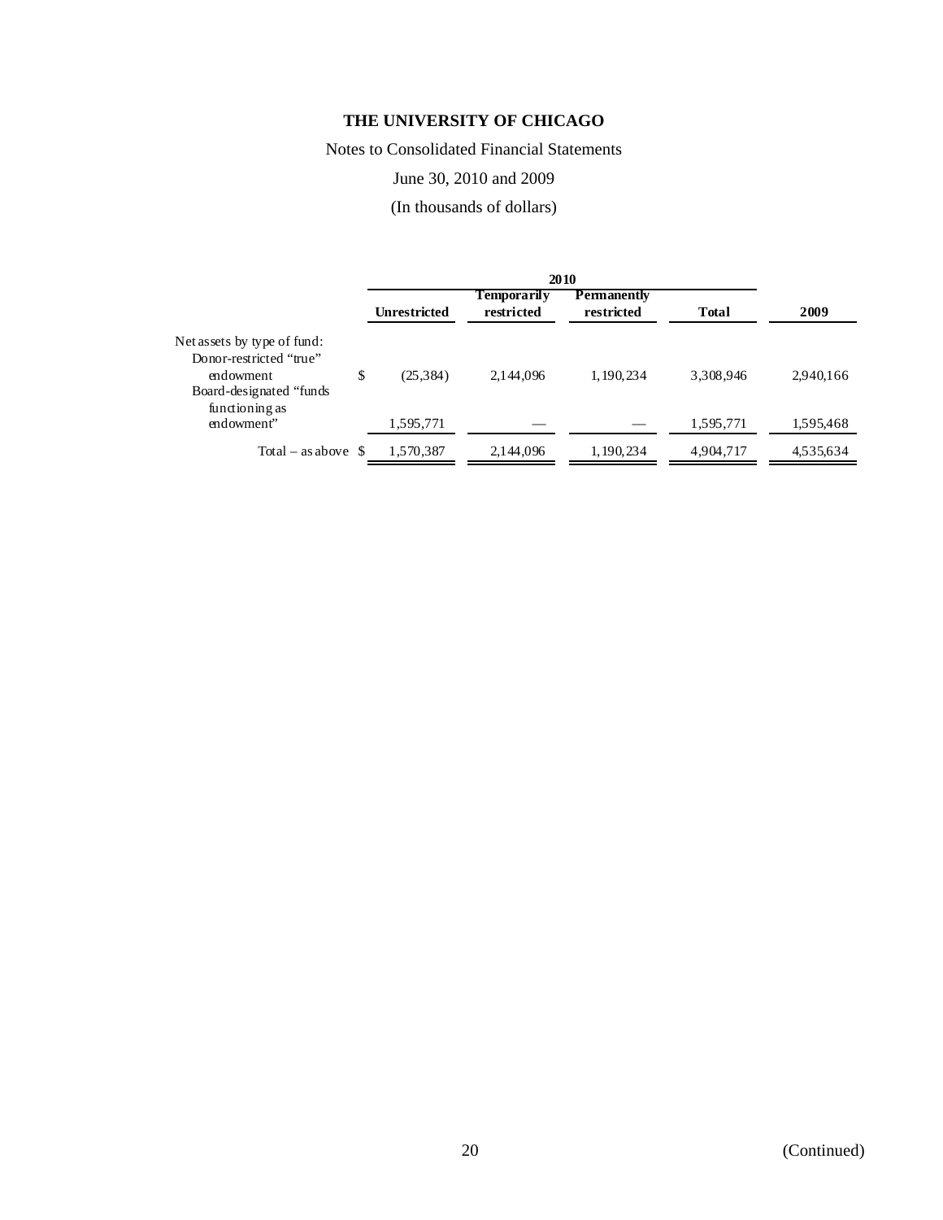**THE UNIVERSITY OF CHICAGO**

Notes to Consolidated Financial Statements

June 30, 2010 and 2009

(In thousands of dollars)

| | 2010 | | | | |
|---|---|---|---|---|---|
| | **Unrestricted** | **Temporarily restricted** | **Permanently restricted** | **Total** | **2009** |
| Net assets by type of fund: | | | | | |
| Donor-restricted "true" endowment | $ (25,384) | 2,144,096 | 1,190,234 | 3,308,946 | 2,940,166 |
| Board-designated "funds functioning as endowment" | 1,595,771 | — | — | 1,595,771 | 1,595,468 |
| Total – as above | $ 1,570,387 | 2,144,096 | 1,190,234 | 4,904,717 | 4,535,634 |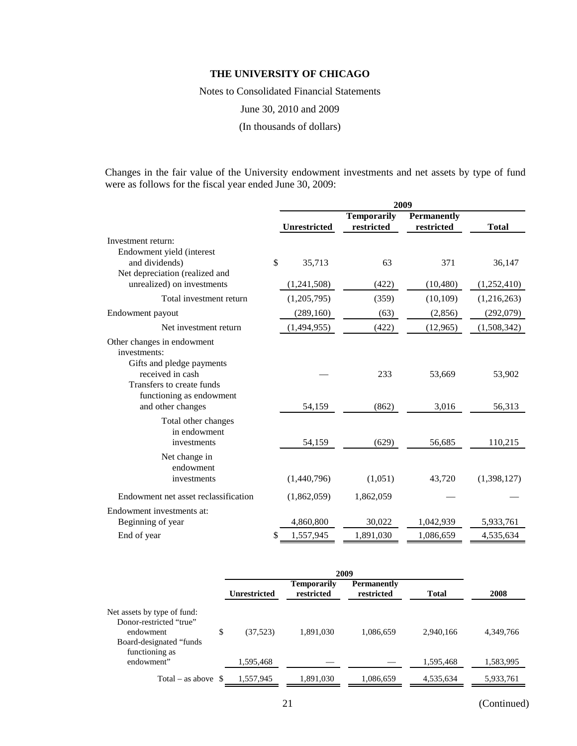**THE UNIVERSITY OF CHICAGO**

Notes to Consolidated Financial Statements

June 30, 2010 and 2009

(In thousands of dollars)

Changes in the fair value of the University endowment investments and net assets by type of fund were as follows for the fiscal year ended June 30, 2009:

| | 2009 | | | |
|---|---|---|---|---|
| | **Unrestricted** | **Temporarily restricted** | **Permanently restricted** | **Total** |
| Investment return: | | | | |
| Endowment yield (interest and dividends) | $ 35,713 | 63 | 371 | 36,147 |
| Net depreciation (realized and unrealized) on investments | (1,241,508) | (422) | (10,480) | (1,252,410) |
| Total investment return | (1,205,795) | (359) | (10,109) | (1,216,263) |
| Endowment payout | (289,160) | (63) | (2,856) | (292,079) |
| Net investment return | (1,494,955) | (422) | (12,965) | (1,508,342) |
| Other changes in endowment investments: | | | | |
| Gifts and pledge payments received in cash | — | 233 | 53,669 | 53,902 |
| Transfers to create funds functioning as endowment and other changes | 54,159 | (862) | 3,016 | 56,313 |
| Total other changes in endowment investments | 54,159 | (629) | 56,685 | 110,215 |
| Net change in endowment investments | (1,440,796) | (1,051) | 43,720 | (1,398,127) |
| Endowment net asset reclassification | (1,862,059) | 1,862,059 | — | — |
| Endowment investments at: | | | | |
| Beginning of year | 4,860,800 | 30,022 | 1,042,939 | 5,933,761 |
| End of year | $ 1,557,945 | 1,891,030 | 1,086,659 | 4,535,634 |

| | 2009 | | | | |
|---|---|---|---|---|---|
| | **Unrestricted** | **Temporarily restricted** | **Permanently restricted** | **Total** | **2008** |
| Net assets by type of fund: | | | | | |
| Donor-restricted "true" endowment | $ (37,523) | 1,891,030 | 1,086,659 | 2,940,166 | 4,349,766 |
| Board-designated "funds functioning as endowment" | 1,595,468 | — | — | 1,595,468 | 1,583,995 |
| Total – as above | $ 1,557,945 | 1,891,030 | 1,086,659 | 4,535,634 | 5,933,761 |

(Continued)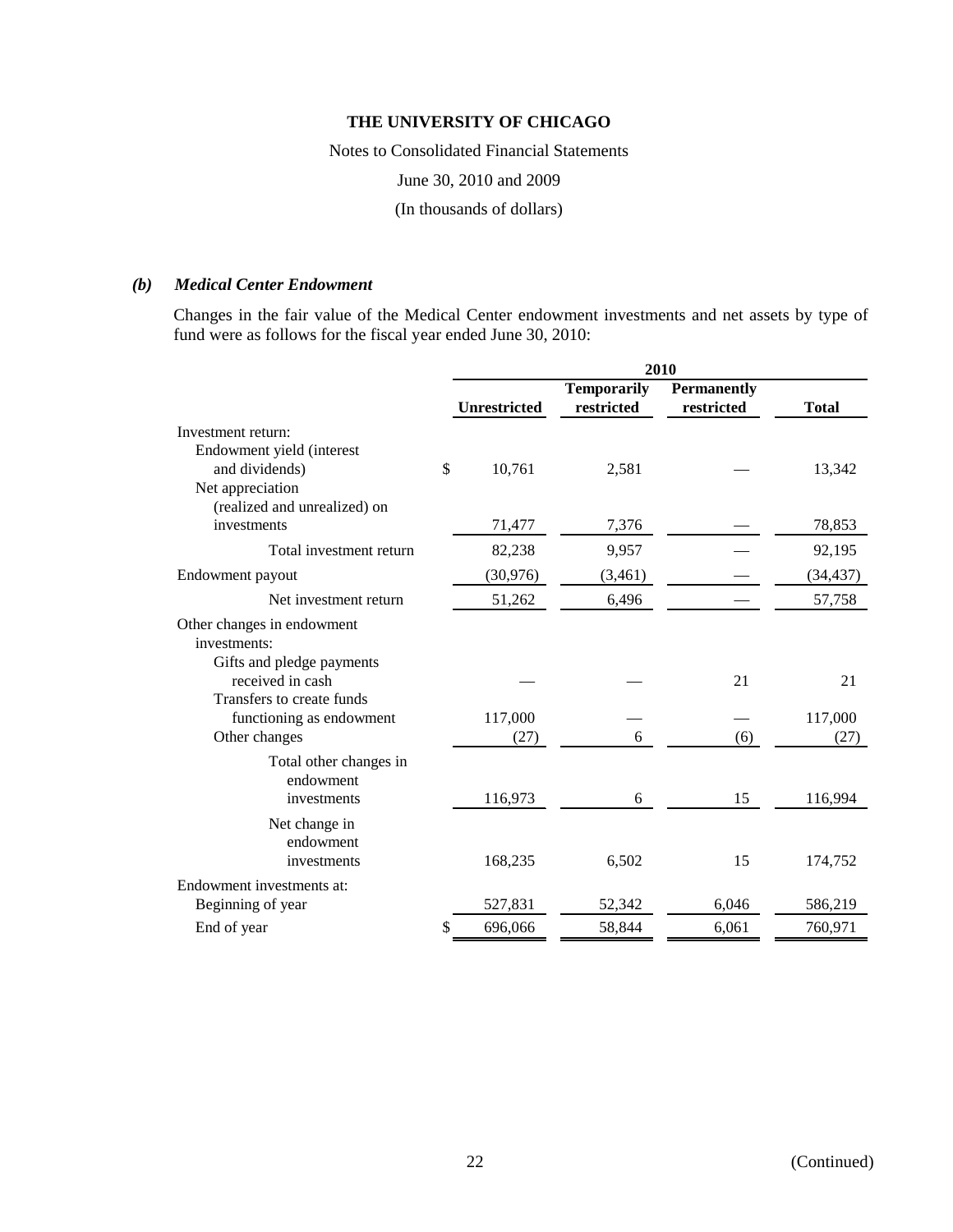**THE UNIVERSITY OF CHICAGO**

Notes to Consolidated Financial Statements

June 30, 2010 and 2009

(In thousands of dollars)

### *(b) Medical Center Endowment*

Changes in the fair value of the Medical Center endowment investments and net assets by type of fund were as follows for the fiscal year ended June 30, 2010:

| | 2010 | | | |
|---|---|---|---|---|
| | Unrestricted | Temporarily restricted | Permanently restricted | Total |
| Investment return: | | | | |
| Endowment yield (interest and dividends) | $ 10,761 | 2,581 | — | 13,342 |
| Net appreciation (realized and unrealized) on investments | 71,477 | 7,376 | — | 78,853 |
| Total investment return | 82,238 | 9,957 | — | 92,195 |
| Endowment payout | (30,976) | (3,461) | — | (34,437) |
| Net investment return | 51,262 | 6,496 | — | 57,758 |
| Other changes in endowment investments: | | | | |
| Gifts and pledge payments received in cash | — | — | 21 | 21 |
| Transfers to create funds functioning as endowment | 117,000 | — | — | 117,000 |
| Other changes | (27) | 6 | (6) | (27) |
| Total other changes in endowment investments | 116,973 | 6 | 15 | 116,994 |
| Net change in endowment investments | 168,235 | 6,502 | 15 | 174,752 |
| Endowment investments at: | | | | |
| Beginning of year | 527,831 | 52,342 | 6,046 | 586,219 |
| End of year | $ 696,066 | 58,844 | 6,061 | 760,971 |

(Continued)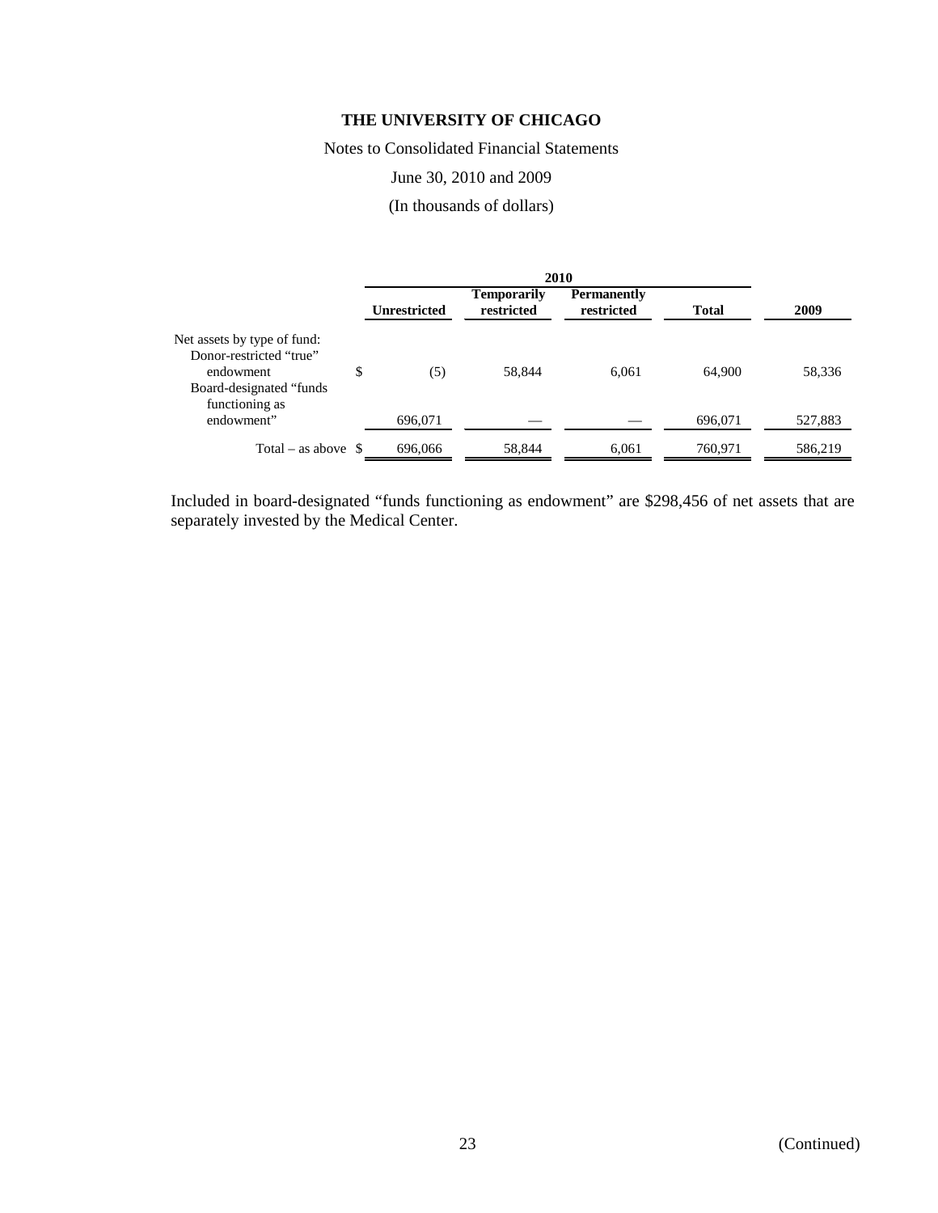**THE UNIVERSITY OF CHICAGO**

Notes to Consolidated Financial Statements

June 30, 2010 and 2009

(In thousands of dollars)

| | 2010 | | | | |
|---|---|---|---|---|---|
| | **Unrestricted** | **Temporarily restricted** | **Permanently restricted** | **Total** | **2009** |
| Net assets by type of fund: | | | | | |
| Donor-restricted "true" endowment | $ (5) | 58,844 | 6,061 | 64,900 | 58,336 |
| Board-designated "funds functioning as endowment" | 696,071 | — | — | 696,071 | 527,883 |
| Total – as above | $ 696,066 | 58,844 | 6,061 | 760,971 | 586,219 |

Included in board-designated "funds functioning as endowment" are $298,456 of net assets that are separately invested by the Medical Center.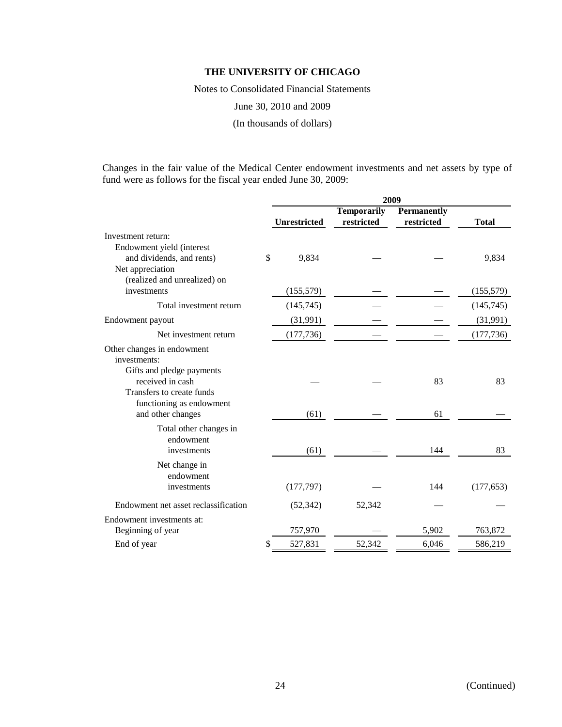# THE UNIVERSITY OF CHICAGO

Notes to Consolidated Financial Statements

June 30, 2010 and 2009

(In thousands of dollars)

Changes in the fair value of the Medical Center endowment investments and net assets by type of fund were as follows for the fiscal year ended June 30, 2009:

| | 2009 | | | |
|---|---|---|---|---|
| | Unrestricted | Temporarily restricted | Permanently restricted | Total |
| Investment return: | | | | |
| Endowment yield (interest and dividends, and rents) | $ 9,834 | — | — | 9,834 |
| Net appreciation (realized and unrealized) on investments | (155,579) | — | — | (155,579) |
| Total investment return | (145,745) | — | — | (145,745) |
| Endowment payout | (31,991) | — | — | (31,991) |
| Net investment return | (177,736) | — | — | (177,736) |
| Other changes in endowment investments: | | | | |
| Gifts and pledge payments received in cash | — | — | 83 | 83 |
| Transfers to create funds functioning as endowment and other changes | (61) | — | 61 | — |
| Total other changes in endowment investments | (61) | — | 144 | 83 |
| Net change in endowment investments | (177,797) | — | 144 | (177,653) |
| Endowment net asset reclassification | (52,342) | 52,342 | — | — |
| Endowment investments at: | | | | |
| Beginning of year | 757,970 | — | 5,902 | 763,872 |
| End of year | $ 527,831 | 52,342 | 6,046 | 586,219 |

(Continued)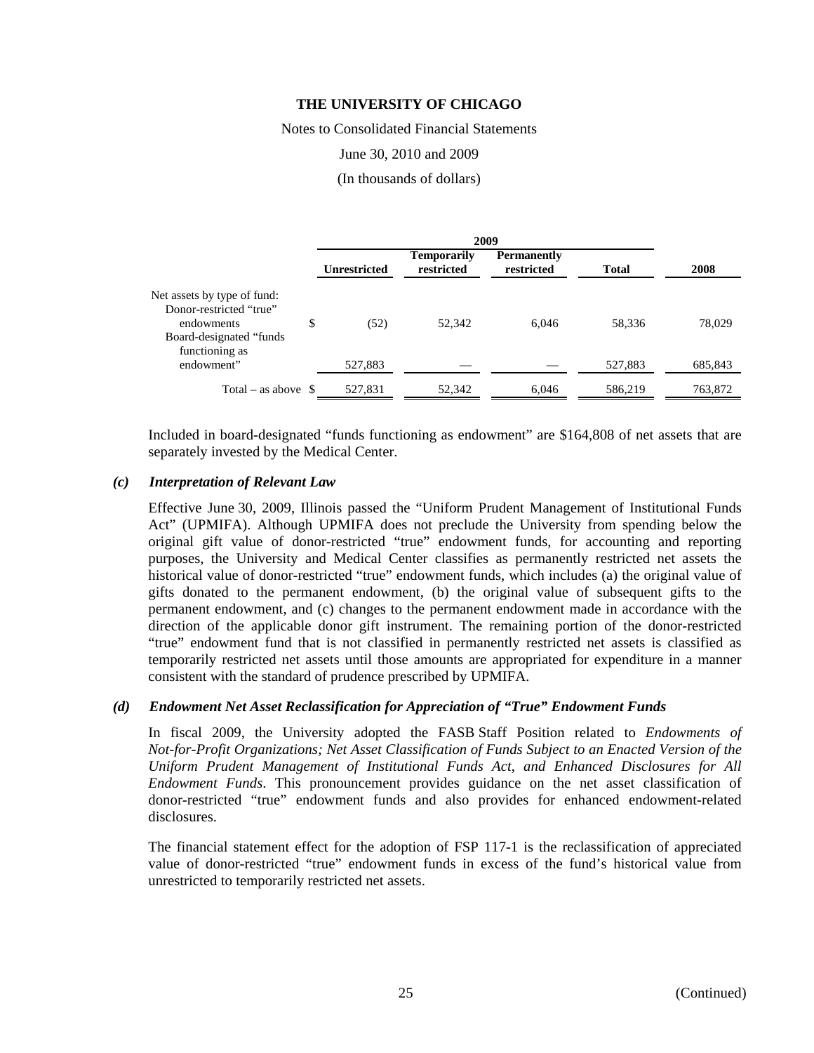**THE UNIVERSITY OF CHICAGO**

Notes to Consolidated Financial Statements

June 30, 2010 and 2009

(In thousands of dollars)

| | 2009 | | | | |
|---|---|---|---|---|---|
| | Unrestricted | Temporarily restricted | Permanently restricted | Total | 2008 |
| Net assets by type of fund: | | | | | |
| Donor-restricted "true" endowments | $ (52) | 52,342 | 6,046 | 58,336 | 78,029 |
| Board-designated "funds functioning as endowment" | 527,883 | — | — | 527,883 | 685,843 |
| Total – as above | $ 527,831 | 52,342 | 6,046 | 586,219 | 763,872 |

Included in board-designated "funds functioning as endowment" are $164,808 of net assets that are separately invested by the Medical Center.

### *(c) Interpretation of Relevant Law*

Effective June 30, 2009, Illinois passed the "Uniform Prudent Management of Institutional Funds Act" (UPMIFA). Although UPMIFA does not preclude the University from spending below the original gift value of donor-restricted "true" endowment funds, for accounting and reporting purposes, the University and Medical Center classifies as permanently restricted net assets the historical value of donor-restricted "true" endowment funds, which includes (a) the original value of gifts donated to the permanent endowment, (b) the original value of subsequent gifts to the permanent endowment, and (c) changes to the permanent endowment made in accordance with the direction of the applicable donor gift instrument. The remaining portion of the donor-restricted "true" endowment fund that is not classified in permanently restricted net assets is classified as temporarily restricted net assets until those amounts are appropriated for expenditure in a manner consistent with the standard of prudence prescribed by UPMIFA.

### *(d) Endowment Net Asset Reclassification for Appreciation of "True" Endowment Funds*

In fiscal 2009, the University adopted the FASB Staff Position related to *Endowments of Not-for-Profit Organizations; Net Asset Classification of Funds Subject to an Enacted Version of the Uniform Prudent Management of Institutional Funds Act, and Enhanced Disclosures for All Endowment Funds*. This pronouncement provides guidance on the net asset classification of donor-restricted "true" endowment funds and also provides for enhanced endowment-related disclosures.

The financial statement effect for the adoption of FSP 117-1 is the reclassification of appreciated value of donor-restricted "true" endowment funds in excess of the fund's historical value from unrestricted to temporarily restricted net assets.

(Continued)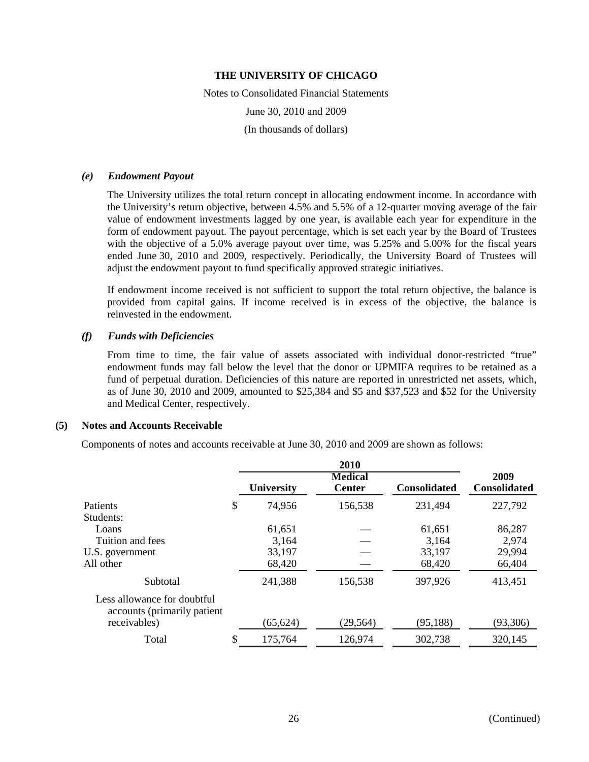### *(e) Endowment Payout*

The University utilizes the total return concept in allocating endowment income. In accordance with the University's return objective, between 4.5% and 5.5% of a 12-quarter moving average of the fair value of endowment investments lagged by one year, is available each year for expenditure in the form of endowment payout. The payout percentage, which is set each year by the Board of Trustees with the objective of a 5.0% average payout over time, was 5.25% and 5.00% for the fiscal years ended June 30, 2010 and 2009, respectively. Periodically, the University Board of Trustees will adjust the endowment payout to fund specifically approved strategic initiatives.

If endowment income received is not sufficient to support the total return objective, the balance is provided from capital gains. If income received is in excess of the objective, the balance is reinvested in the endowment.

### *(f) Funds with Deficiencies*

From time to time, the fair value of assets associated with individual donor-restricted "true" endowment funds may fall below the level that the donor or UPMIFA requires to be retained as a fund of perpetual duration. Deficiencies of this nature are reported in unrestricted net assets, which, as of June 30, 2010 and 2009, amounted to $25,384 and $5 and $37,523 and $52 for the University and Medical Center, respectively.

## (5) Notes and Accounts Receivable

Components of notes and accounts receivable at June 30, 2010 and 2009 are shown as follows:

| | 2010 | | | 2009 |
|---|---|---|---|---|
| | **University** | **Medical Center** | **Consolidated** | **Consolidated** |
| Patients | $ 74,956 | 156,538 | 231,494 | 227,792 |
| Students: | | | | |
| Loans | 61,651 | — | 61,651 | 86,287 |
| Tuition and fees | 3,164 | — | 3,164 | 2,974 |
| U.S. government | 33,197 | — | 33,197 | 29,994 |
| All other | 68,420 | — | 68,420 | 66,404 |
| Subtotal | 241,388 | 156,538 | 397,926 | 413,451 |
| Less allowance for doubtful accounts (primarily patient receivables) | (65,624) | (29,564) | (95,188) | (93,306) |
| Total | $ 175,764 | 126,974 | 302,738 | 320,145 |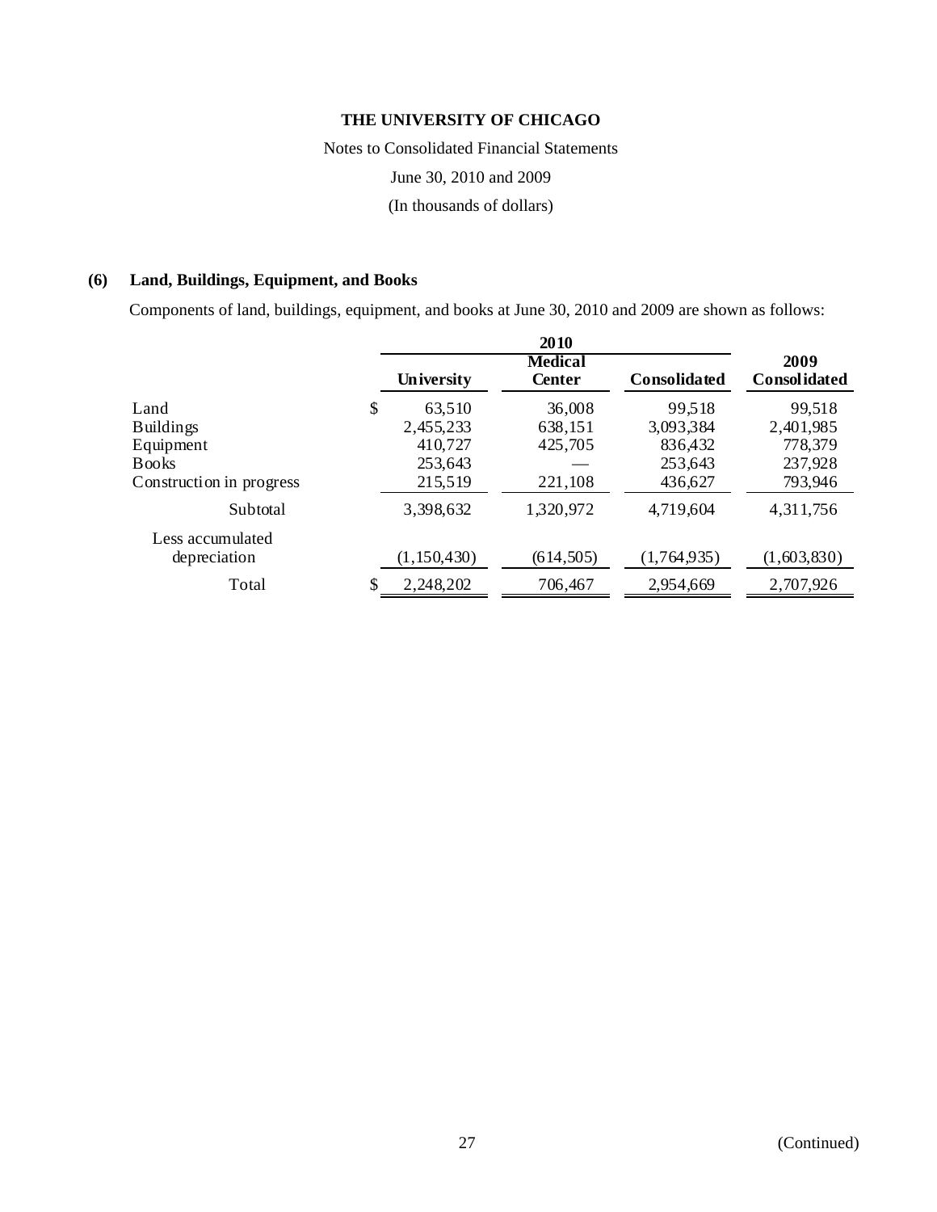**THE UNIVERSITY OF CHICAGO**

Notes to Consolidated Financial Statements

June 30, 2010 and 2009

(In thousands of dollars)

## (6) Land, Buildings, Equipment, and Books

Components of land, buildings, equipment, and books at June 30, 2010 and 2009 are shown as follows:

| | 2010 | | | 2009 |
|---|---|---|---|---|
| | **University** | **Medical Center** | **Consolidated** | **Consolidated** |
| Land | $ 63,510 | 36,008 | 99,518 | 99,518 |
| Buildings | 2,455,233 | 638,151 | 3,093,384 | 2,401,985 |
| Equipment | 410,727 | 425,705 | 836,432 | 778,379 |
| Books | 253,643 | — | 253,643 | 237,928 |
| Construction in progress | 215,519 | 221,108 | 436,627 | 793,946 |
| Subtotal | 3,398,632 | 1,320,972 | 4,719,604 | 4,311,756 |
| Less accumulated depreciation | (1,150,430) | (614,505) | (1,764,935) | (1,603,830) |
| Total | $ 2,248,202 | 706,467 | 2,954,669 | 2,707,926 |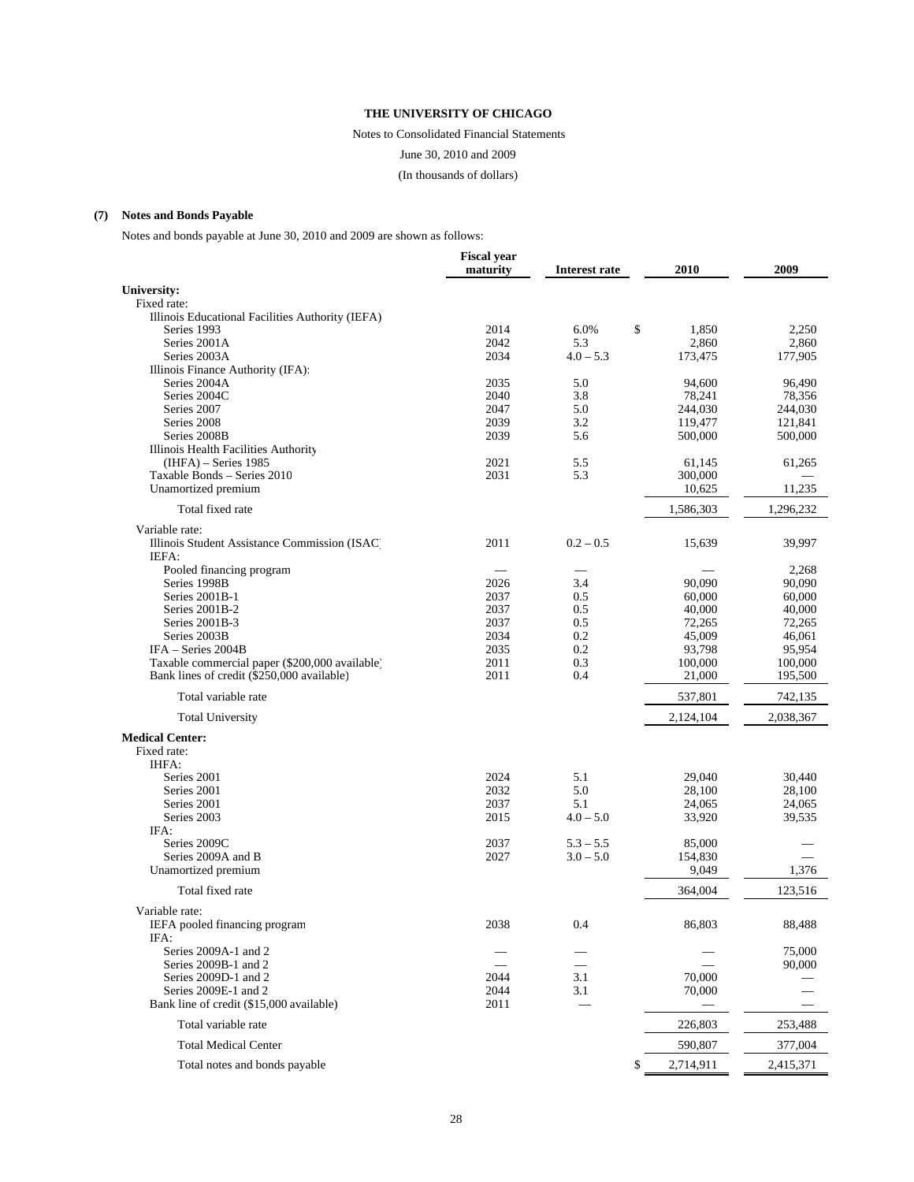**THE UNIVERSITY OF CHICAGO**

Notes to Consolidated Financial Statements

June 30, 2010 and 2009

(In thousands of dollars)

## (7) Notes and Bonds Payable

Notes and bonds payable at June 30, 2010 and 2009 are shown as follows:

| | Fiscal year maturity | Interest rate | 2010 | 2009 |
|---|---|---|---|---|
| **University:** | | | | |
| Fixed rate: | | | | |
| Illinois Educational Facilities Authority (IEFA) | | | | |
| Series 1993 | 2014 | 6.0% | $ 1,850 | 2,250 |
| Series 2001A | 2042 | 5.3 | 2,860 | 2,860 |
| Series 2003A | 2034 | 4.0 – 5.3 | 173,475 | 177,905 |
| Illinois Finance Authority (IFA): | | | | |
| Series 2004A | 2035 | 5.0 | 94,600 | 96,490 |
| Series 2004C | 2040 | 3.8 | 78,241 | 78,356 |
| Series 2007 | 2047 | 5.0 | 244,030 | 244,030 |
| Series 2008 | 2039 | 3.2 | 119,477 | 121,841 |
| Series 2008B | 2039 | 5.6 | 500,000 | 500,000 |
| Illinois Health Facilities Authority (IHFA) – Series 1985 | 2021 | 5.5 | 61,145 | 61,265 |
| Taxable Bonds – Series 2010 | 2031 | 5.3 | 300,000 | — |
| Unamortized premium | | | 10,625 | 11,235 |
| Total fixed rate | | | 1,586,303 | 1,296,232 |
| Variable rate: | | | | |
| Illinois Student Assistance Commission (ISAC) | 2011 | 0.2 – 0.5 | 15,639 | 39,997 |
| IEFA: | | | | |
| Pooled financing program | — | — | — | 2,268 |
| Series 1998B | 2026 | 3.4 | 90,090 | 90,090 |
| Series 2001B-1 | 2037 | 0.5 | 60,000 | 60,000 |
| Series 2001B-2 | 2037 | 0.5 | 40,000 | 40,000 |
| Series 2001B-3 | 2037 | 0.5 | 72,265 | 72,265 |
| Series 2003B | 2034 | 0.2 | 45,009 | 46,061 |
| IFA – Series 2004B | 2035 | 0.2 | 93,798 | 95,954 |
| Taxable commercial paper ($200,000 available) | 2011 | 0.3 | 100,000 | 100,000 |
| Bank lines of credit ($250,000 available) | 2011 | 0.4 | 21,000 | 195,500 |
| Total variable rate | | | 537,801 | 742,135 |
| Total University | | | 2,124,104 | 2,038,367 |
| **Medical Center:** | | | | |
| Fixed rate: | | | | |
| IHFA: | | | | |
| Series 2001 | 2024 | 5.1 | 29,040 | 30,440 |
| Series 2001 | 2032 | 5.0 | 28,100 | 28,100 |
| Series 2001 | 2037 | 5.1 | 24,065 | 24,065 |
| Series 2003 | 2015 | 4.0 – 5.0 | 33,920 | 39,535 |
| IFA: | | | | |
| Series 2009C | 2037 | 5.3 – 5.5 | 85,000 | — |
| Series 2009A and B | 2027 | 3.0 – 5.0 | 154,830 | — |
| Unamortized premium | | | 9,049 | 1,376 |
| Total fixed rate | | | 364,004 | 123,516 |
| Variable rate: | | | | |
| IEFA pooled financing program | 2038 | 0.4 | 86,803 | 88,488 |
| IFA: | | | | |
| Series 2009A-1 and 2 | — | — | — | 75,000 |
| Series 2009B-1 and 2 | — | — | — | 90,000 |
| Series 2009D-1 and 2 | 2044 | 3.1 | 70,000 | — |
| Series 2009E-1 and 2 | 2044 | 3.1 | 70,000 | — |
| Bank line of credit ($15,000 available) | 2011 | — | — | — |
| Total variable rate | | | 226,803 | 253,488 |
| Total Medical Center | | | 590,807 | 377,004 |
| Total notes and bonds payable | | | $ 2,714,911 | 2,415,371 |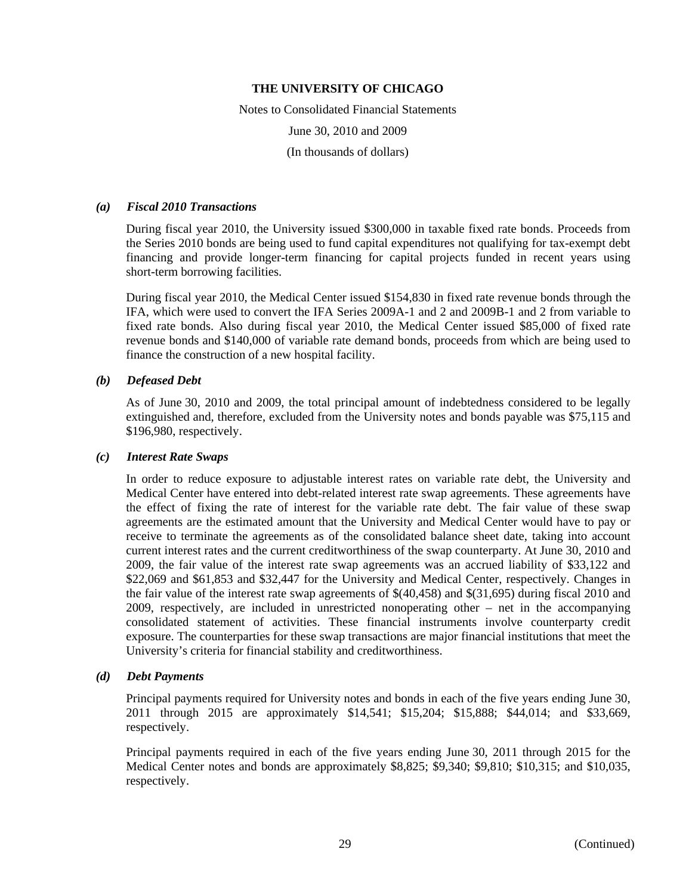### *(a) Fiscal 2010 Transactions*

During fiscal year 2010, the University issued $300,000 in taxable fixed rate bonds. Proceeds from the Series 2010 bonds are being used to fund capital expenditures not qualifying for tax-exempt debt financing and provide longer-term financing for capital projects funded in recent years using short-term borrowing facilities.

During fiscal year 2010, the Medical Center issued $154,830 in fixed rate revenue bonds through the IFA, which were used to convert the IFA Series 2009A-1 and 2 and 2009B-1 and 2 from variable to fixed rate bonds. Also during fiscal year 2010, the Medical Center issued $85,000 of fixed rate revenue bonds and $140,000 of variable rate demand bonds, proceeds from which are being used to finance the construction of a new hospital facility.

### *(b) Defeased Debt*

As of June 30, 2010 and 2009, the total principal amount of indebtedness considered to be legally extinguished and, therefore, excluded from the University notes and bonds payable was $75,115 and $196,980, respectively.

### *(c) Interest Rate Swaps*

In order to reduce exposure to adjustable interest rates on variable rate debt, the University and Medical Center have entered into debt-related interest rate swap agreements. These agreements have the effect of fixing the rate of interest for the variable rate debt. The fair value of these swap agreements are the estimated amount that the University and Medical Center would have to pay or receive to terminate the agreements as of the consolidated balance sheet date, taking into account current interest rates and the current creditworthiness of the swap counterparty. At June 30, 2010 and 2009, the fair value of the interest rate swap agreements was an accrued liability of $33,122 and $22,069 and $61,853 and $32,447 for the University and Medical Center, respectively. Changes in the fair value of the interest rate swap agreements of $(40,458) and $(31,695) during fiscal 2010 and 2009, respectively, are included in unrestricted nonoperating other – net in the accompanying consolidated statement of activities. These financial instruments involve counterparty credit exposure. The counterparties for these swap transactions are major financial institutions that meet the University's criteria for financial stability and creditworthiness.

### *(d) Debt Payments*

Principal payments required for University notes and bonds in each of the five years ending June 30, 2011 through 2015 are approximately $14,541; $15,204; $15,888; $44,014; and $33,669, respectively.

Principal payments required in each of the five years ending June 30, 2011 through 2015 for the Medical Center notes and bonds are approximately $8,825; $9,340; $9,810; $10,315; and $10,035, respectively.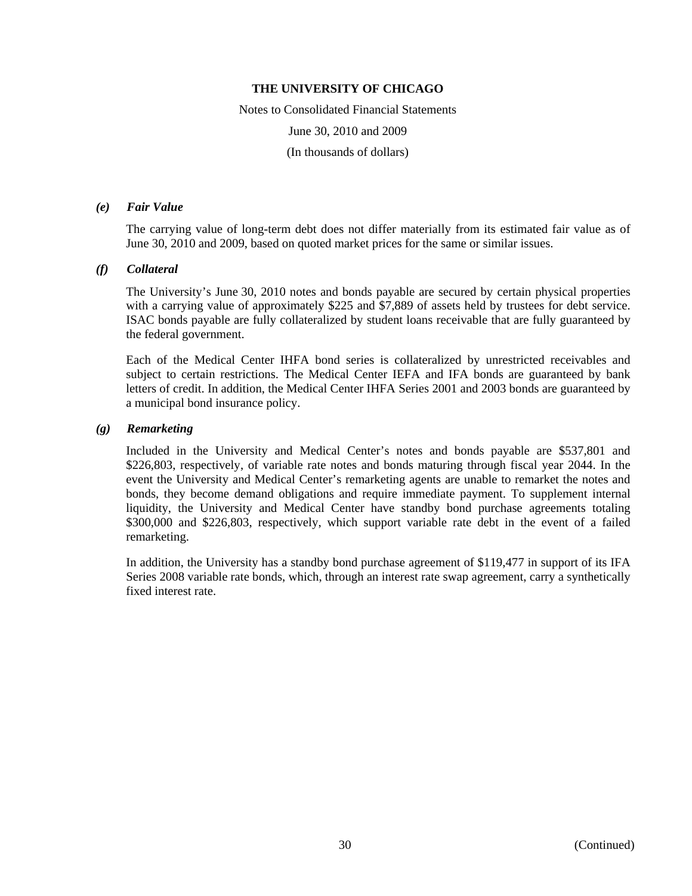**THE UNIVERSITY OF CHICAGO**

Notes to Consolidated Financial Statements

June 30, 2010 and 2009

(In thousands of dollars)

*(e) Fair Value*

The carrying value of long-term debt does not differ materially from its estimated fair value as of June 30, 2010 and 2009, based on quoted market prices for the same or similar issues.

*(f) Collateral*

The University's June 30, 2010 notes and bonds payable are secured by certain physical properties with a carrying value of approximately $225 and $7,889 of assets held by trustees for debt service. ISAC bonds payable are fully collateralized by student loans receivable that are fully guaranteed by the federal government.

Each of the Medical Center IHFA bond series is collateralized by unrestricted receivables and subject to certain restrictions. The Medical Center IEFA and IFA bonds are guaranteed by bank letters of credit. In addition, the Medical Center IHFA Series 2001 and 2003 bonds are guaranteed by a municipal bond insurance policy.

*(g) Remarketing*

Included in the University and Medical Center's notes and bonds payable are $537,801 and $226,803, respectively, of variable rate notes and bonds maturing through fiscal year 2044. In the event the University and Medical Center's remarketing agents are unable to remarket the notes and bonds, they become demand obligations and require immediate payment. To supplement internal liquidity, the University and Medical Center have standby bond purchase agreements totaling $300,000 and $226,803, respectively, which support variable rate debt in the event of a failed remarketing.

In addition, the University has a standby bond purchase agreement of $119,477 in support of its IFA Series 2008 variable rate bonds, which, through an interest rate swap agreement, carry a synthetically fixed interest rate.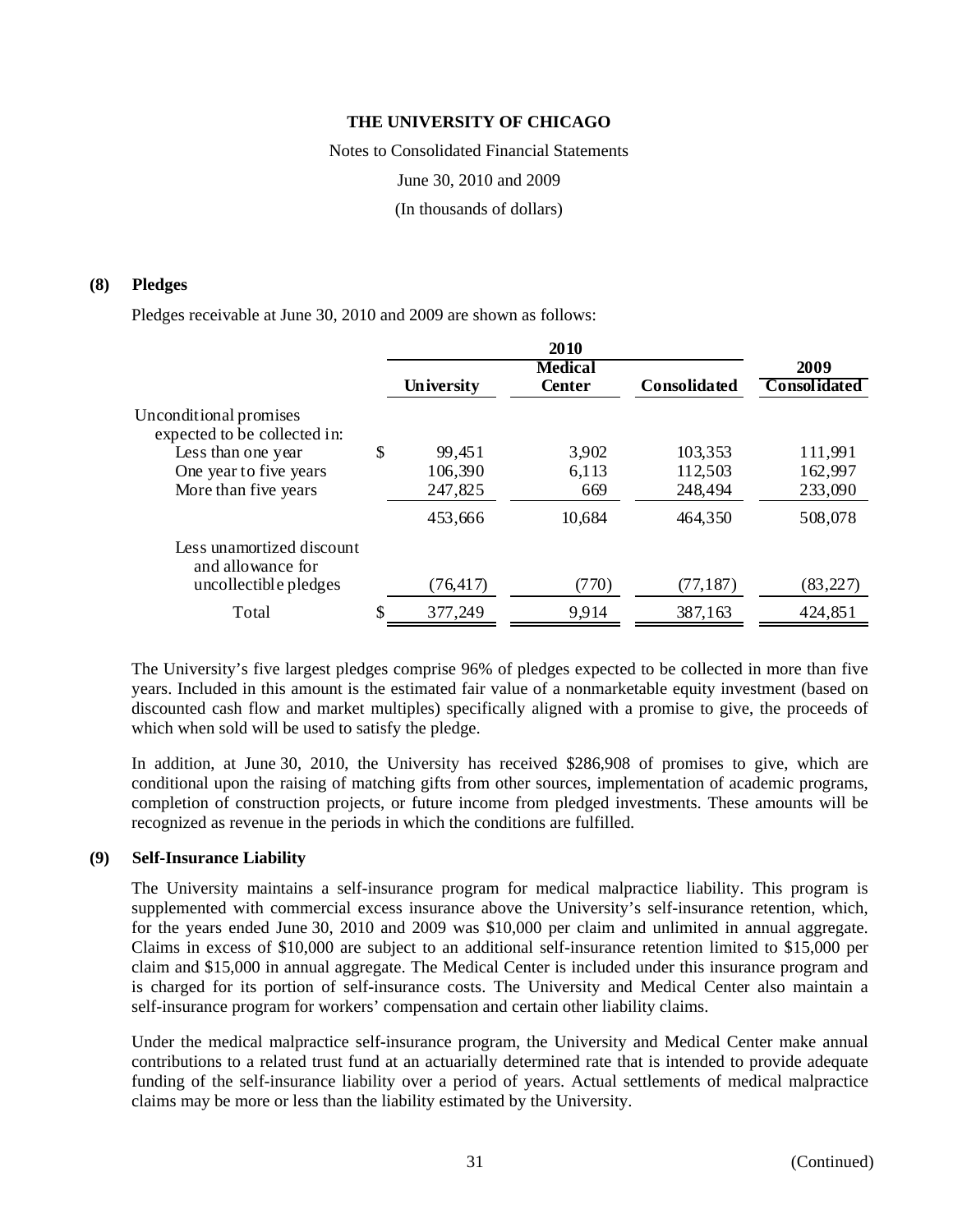**THE UNIVERSITY OF CHICAGO**

Notes to Consolidated Financial Statements

June 30, 2010 and 2009

(In thousands of dollars)

**(8) Pledges**

Pledges receivable at June 30, 2010 and 2009 are shown as follows:

| | 2010 | | | 2009 |
|---|---|---|---|---|
| | University | Medical Center | Consolidated | Consolidated |
| Unconditional promises expected to be collected in: | | | | |
| Less than one year | $ 99,451 | 3,902 | 103,353 | 111,991 |
| One year to five years | 106,390 | 6,113 | 112,503 | 162,997 |
| More than five years | 247,825 | 669 | 248,494 | 233,090 |
| | 453,666 | 10,684 | 464,350 | 508,078 |
| Less unamortized discount and allowance for uncollectible pledges | (76,417) | (770) | (77,187) | (83,227) |
| Total | $ 377,249 | 9,914 | 387,163 | 424,851 |

The University's five largest pledges comprise 96% of pledges expected to be collected in more than five years. Included in this amount is the estimated fair value of a nonmarketable equity investment (based on discounted cash flow and market multiples) specifically aligned with a promise to give, the proceeds of which when sold will be used to satisfy the pledge.

In addition, at June 30, 2010, the University has received $286,908 of promises to give, which are conditional upon the raising of matching gifts from other sources, implementation of academic programs, completion of construction projects, or future income from pledged investments. These amounts will be recognized as revenue in the periods in which the conditions are fulfilled.

**(9) Self-Insurance Liability**

The University maintains a self-insurance program for medical malpractice liability. This program is supplemented with commercial excess insurance above the University's self-insurance retention, which, for the years ended June 30, 2010 and 2009 was $10,000 per claim and unlimited in annual aggregate. Claims in excess of $10,000 are subject to an additional self-insurance retention limited to $15,000 per claim and $15,000 in annual aggregate. The Medical Center is included under this insurance program and is charged for its portion of self-insurance costs. The University and Medical Center also maintain a self-insurance program for workers' compensation and certain other liability claims.

Under the medical malpractice self-insurance program, the University and Medical Center make annual contributions to a related trust fund at an actuarially determined rate that is intended to provide adequate funding of the self-insurance liability over a period of years. Actual settlements of medical malpractice claims may be more or less than the liability estimated by the University.

(Continued)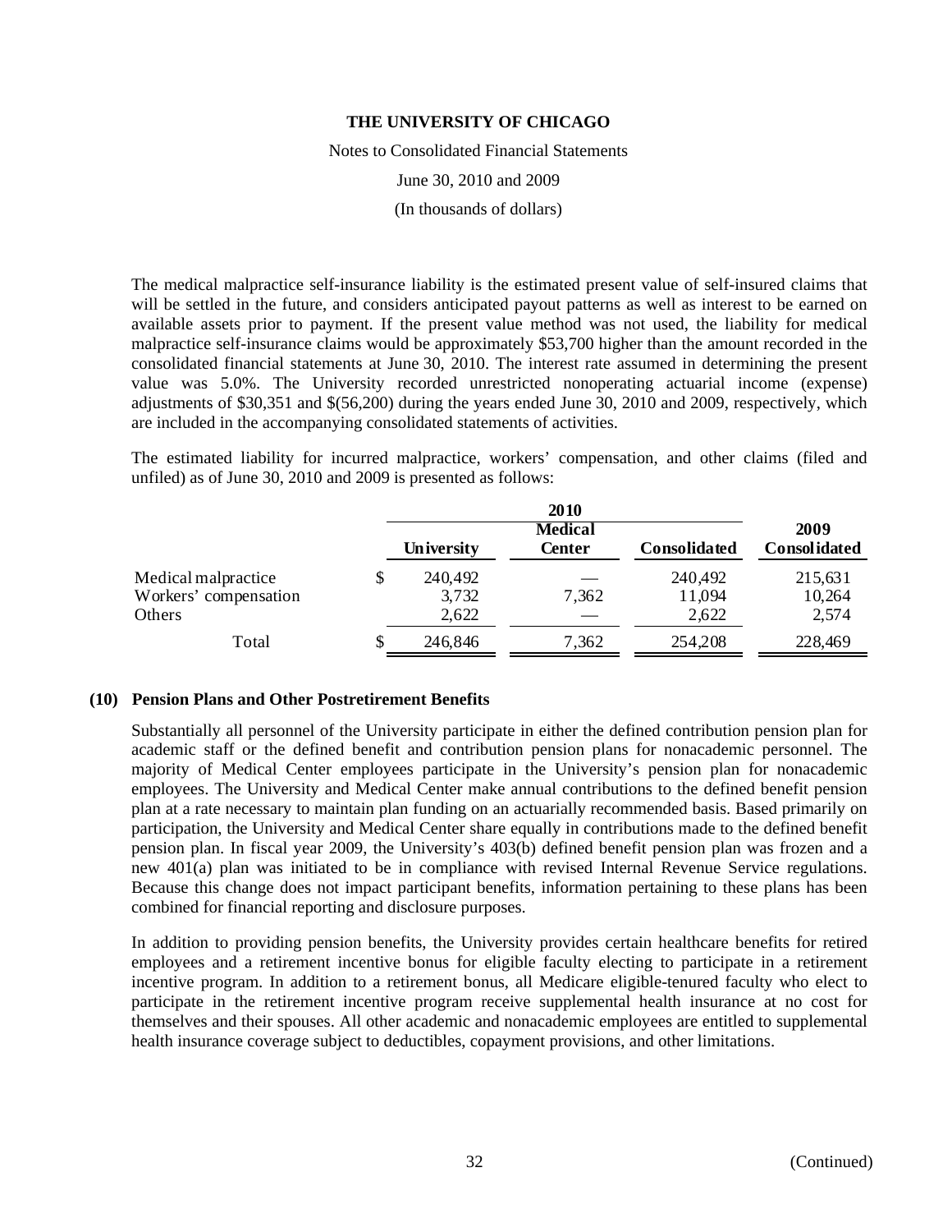The medical malpractice self-insurance liability is the estimated present value of self-insured claims that will be settled in the future, and considers anticipated payout patterns as well as interest to be earned on available assets prior to payment. If the present value method was not used, the liability for medical malpractice self-insurance claims would be approximately $53,700 higher than the amount recorded in the consolidated financial statements at June 30, 2010. The interest rate assumed in determining the present value was 5.0%. The University recorded unrestricted nonoperating actuarial income (expense) adjustments of $30,351 and $(56,200) during the years ended June 30, 2010 and 2009, respectively, which are included in the accompanying consolidated statements of activities.

The estimated liability for incurred malpractice, workers' compensation, and other claims (filed and unfiled) as of June 30, 2010 and 2009 is presented as follows:

| | 2010 | | | 2009 |
|---|---|---|---|---|
| | **University** | **Medical Center** | **Consolidated** | **Consolidated** |
| Medical malpractice | $ 240,492 | — | 240,492 | 215,631 |
| Workers' compensation | 3,732 | 7,362 | 11,094 | 10,264 |
| Others | 2,622 | — | 2,622 | 2,574 |
| Total | $ 246,846 | 7,362 | 254,208 | 228,469 |

## (10) Pension Plans and Other Postretirement Benefits

Substantially all personnel of the University participate in either the defined contribution pension plan for academic staff or the defined benefit and contribution pension plans for nonacademic personnel. The majority of Medical Center employees participate in the University's pension plan for nonacademic employees. The University and Medical Center make annual contributions to the defined benefit pension plan at a rate necessary to maintain plan funding on an actuarially recommended basis. Based primarily on participation, the University and Medical Center share equally in contributions made to the defined benefit pension plan. In fiscal year 2009, the University's 403(b) defined benefit pension plan was frozen and a new 401(a) plan was initiated to be in compliance with revised Internal Revenue Service regulations. Because this change does not impact participant benefits, information pertaining to these plans has been combined for financial reporting and disclosure purposes.

In addition to providing pension benefits, the University provides certain healthcare benefits for retired employees and a retirement incentive bonus for eligible faculty electing to participate in a retirement incentive program. In addition to a retirement bonus, all Medicare eligible-tenured faculty who elect to participate in the retirement incentive program receive supplemental health insurance at no cost for themselves and their spouses. All other academic and nonacademic employees are entitled to supplemental health insurance coverage subject to deductibles, copayment provisions, and other limitations.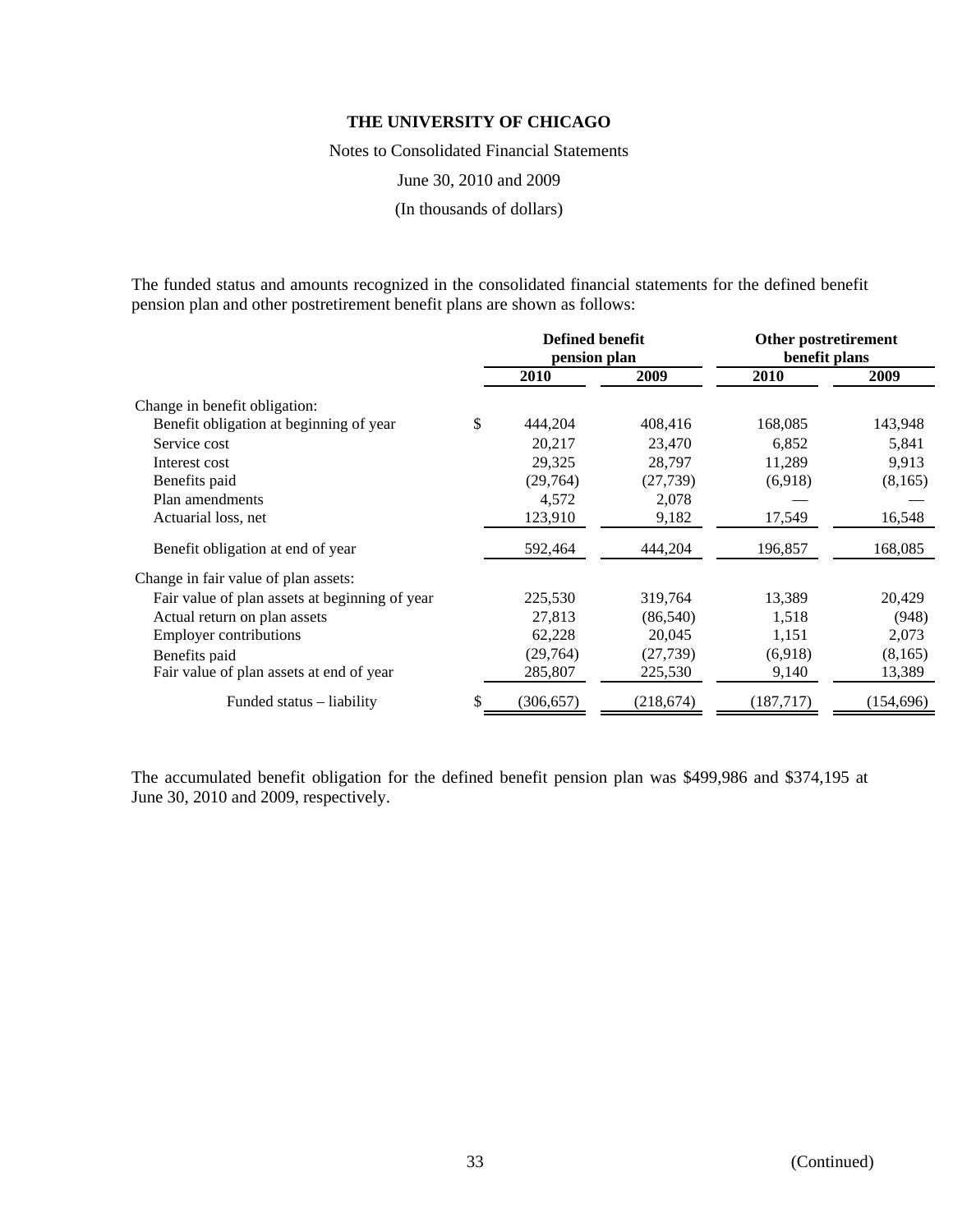**THE UNIVERSITY OF CHICAGO**

Notes to Consolidated Financial Statements

June 30, 2010 and 2009

(In thousands of dollars)

The funded status and amounts recognized in the consolidated financial statements for the defined benefit pension plan and other postretirement benefit plans are shown as follows:

| | Defined benefit pension plan | | Other postretirement benefit plans | |
|---|---|---|---|---|
| | **2010** | **2009** | **2010** | **2009** |
| Change in benefit obligation: | | | | |
| Benefit obligation at beginning of year | $ 444,204 | 408,416 | 168,085 | 143,948 |
| Service cost | 20,217 | 23,470 | 6,852 | 5,841 |
| Interest cost | 29,325 | 28,797 | 11,289 | 9,913 |
| Benefits paid | (29,764) | (27,739) | (6,918) | (8,165) |
| Plan amendments | 4,572 | 2,078 | — | — |
| Actuarial loss, net | 123,910 | 9,182 | 17,549 | 16,548 |
| Benefit obligation at end of year | 592,464 | 444,204 | 196,857 | 168,085 |
| Change in fair value of plan assets: | | | | |
| Fair value of plan assets at beginning of year | 225,530 | 319,764 | 13,389 | 20,429 |
| Actual return on plan assets | 27,813 | (86,540) | 1,518 | (948) |
| Employer contributions | 62,228 | 20,045 | 1,151 | 2,073 |
| Benefits paid | (29,764) | (27,739) | (6,918) | (8,165) |
| Fair value of plan assets at end of year | 285,807 | 225,530 | 9,140 | 13,389 |
| Funded status – liability | $ (306,657) | (218,674) | (187,717) | (154,696) |

The accumulated benefit obligation for the defined benefit pension plan was $499,986 and $374,195 at June 30, 2010 and 2009, respectively.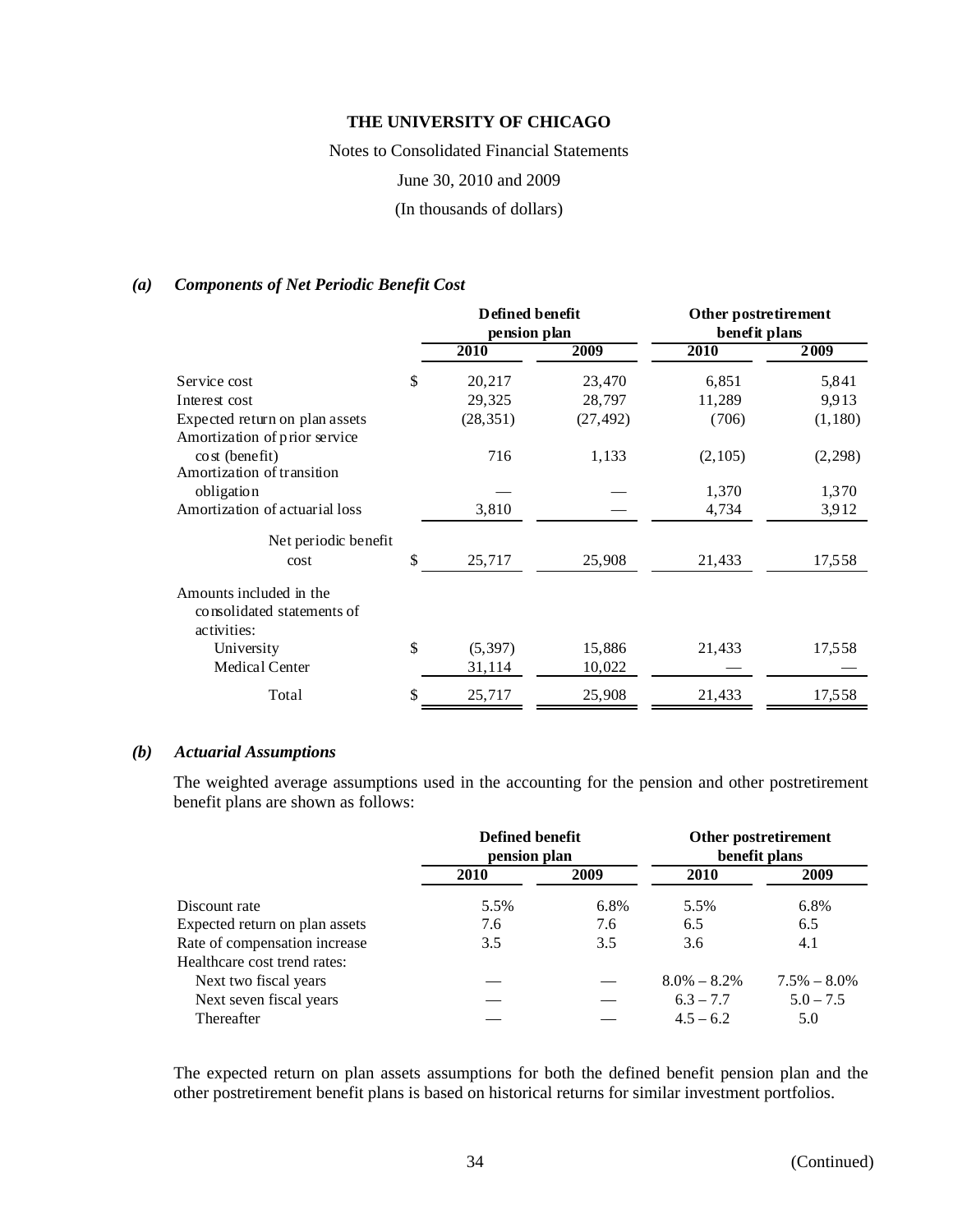**THE UNIVERSITY OF CHICAGO**

Notes to Consolidated Financial Statements

June 30, 2010 and 2009

(In thousands of dollars)

### *(a) Components of Net Periodic Benefit Cost*

| | Defined benefit pension plan | | Other postretirement benefit plans | |
|---|---|---|---|---|
| | 2010 | 2009 | 2010 | 2009 |
| Service cost | $ 20,217 | 23,470 | 6,851 | 5,841 |
| Interest cost | 29,325 | 28,797 | 11,289 | 9,913 |
| Expected return on plan assets | (28,351) | (27,492) | (706) | (1,180) |
| Amortization of prior service cost (benefit) | 716 | 1,133 | (2,105) | (2,298) |
| Amortization of transition obligation | — | — | 1,370 | 1,370 |
| Amortization of actuarial loss | 3,810 | — | 4,734 | 3,912 |
| Net periodic benefit cost | $ 25,717 | 25,908 | 21,433 | 17,558 |
| Amounts included in the consolidated statements of activities: | | | | |
| University | $ (5,397) | 15,886 | 21,433 | 17,558 |
| Medical Center | 31,114 | 10,022 | — | — |
| Total | $ 25,717 | 25,908 | 21,433 | 17,558 |

### *(b) Actuarial Assumptions*

The weighted average assumptions used in the accounting for the pension and other postretirement benefit plans are shown as follows:

| | Defined benefit pension plan | | Other postretirement benefit plans | |
|---|---|---|---|---|
| | 2010 | 2009 | 2010 | 2009 |
| Discount rate | 5.5% | 6.8% | 5.5% | 6.8% |
| Expected return on plan assets | 7.6 | 7.6 | 6.5 | 6.5 |
| Rate of compensation increase | 3.5 | 3.5 | 3.6 | 4.1 |
| Healthcare cost trend rates: | | | | |
| Next two fiscal years | — | — | 8.0% – 8.2% | 7.5% – 8.0% |
| Next seven fiscal years | — | — | 6.3 – 7.7 | 5.0 – 7.5 |
| Thereafter | — | — | 4.5 – 6.2 | 5.0 |

The expected return on plan assets assumptions for both the defined benefit pension plan and the other postretirement benefit plans is based on historical returns for similar investment portfolios.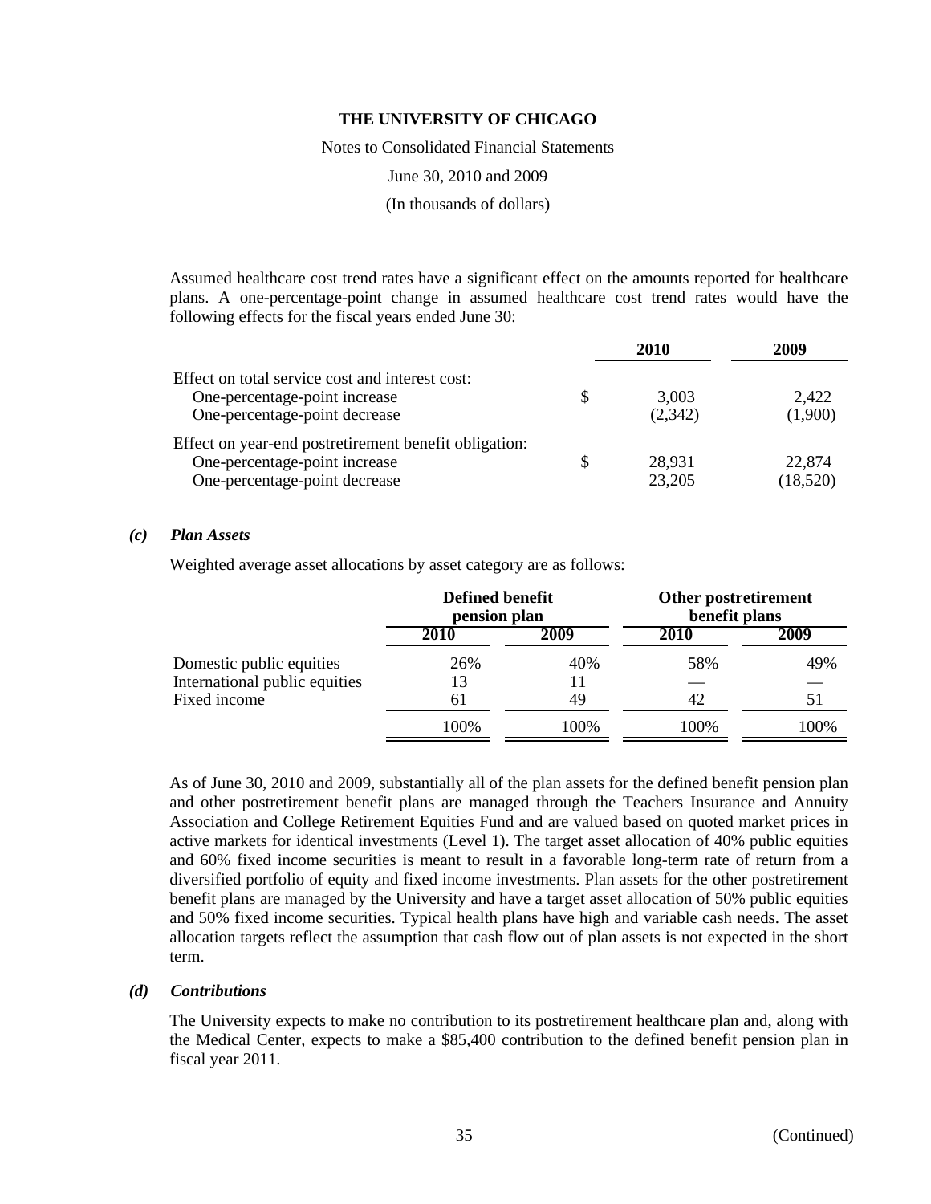THE UNIVERSITY OF CHICAGO

Notes to Consolidated Financial Statements

June 30, 2010 and 2009

(In thousands of dollars)

Assumed healthcare cost trend rates have a significant effect on the amounts reported for healthcare plans. A one-percentage-point change in assumed healthcare cost trend rates would have the following effects for the fiscal years ended June 30:

| | | 2010 | 2009 |
|---|---|---|---|
| Effect on total service cost and interest cost: | | | |
| One-percentage-point increase | $ | 3,003 | 2,422 |
| One-percentage-point decrease | | (2,342) | (1,900) |
| Effect on year-end postretirement benefit obligation: | | | |
| One-percentage-point increase | $ | 28,931 | 22,874 |
| One-percentage-point decrease | | 23,205 | (18,520) |

### *(c) Plan Assets*

Weighted average asset allocations by asset category are as follows:

| | Defined benefit pension plan | | Other postretirement benefit plans | |
|---|---|---|---|---|
| | 2010 | 2009 | 2010 | 2009 |
| Domestic public equities | 26% | 40% | 58% | 49% |
| International public equities | 13 | 11 | — | — |
| Fixed income | 61 | 49 | 42 | 51 |
| | 100% | 100% | 100% | 100% |

As of June 30, 2010 and 2009, substantially all of the plan assets for the defined benefit pension plan and other postretirement benefit plans are managed through the Teachers Insurance and Annuity Association and College Retirement Equities Fund and are valued based on quoted market prices in active markets for identical investments (Level 1). The target asset allocation of 40% public equities and 60% fixed income securities is meant to result in a favorable long-term rate of return from a diversified portfolio of equity and fixed income investments. Plan assets for the other postretirement benefit plans are managed by the University and have a target asset allocation of 50% public equities and 50% fixed income securities. Typical health plans have high and variable cash needs. The asset allocation targets reflect the assumption that cash flow out of plan assets is not expected in the short term.

### *(d) Contributions*

The University expects to make no contribution to its postretirement healthcare plan and, along with the Medical Center, expects to make a $85,400 contribution to the defined benefit pension plan in fiscal year 2011.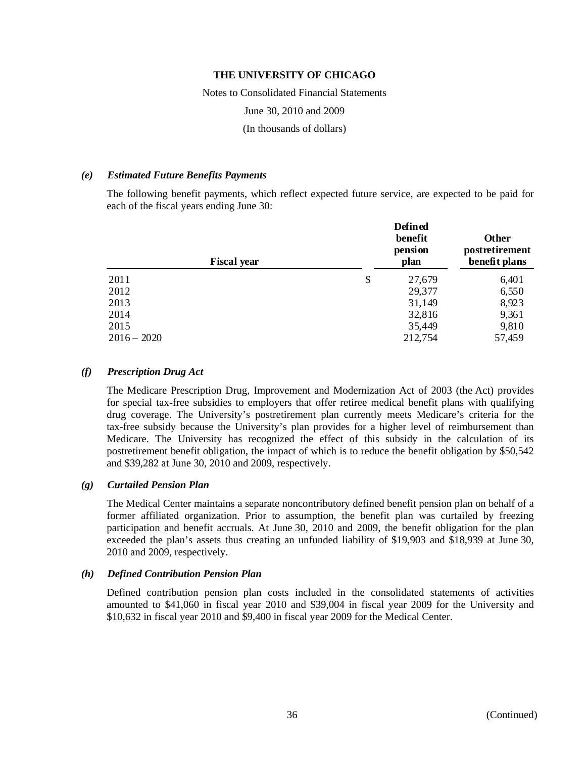**THE UNIVERSITY OF CHICAGO**

Notes to Consolidated Financial Statements

June 30, 2010 and 2009

(In thousands of dollars)

***(e) Estimated Future Benefits Payments***

The following benefit payments, which reflect expected future service, are expected to be paid for each of the fiscal years ending June 30:

| Fiscal year | Defined benefit pension plan | Other postretirement benefit plans |
|---|---|---|
| 2011 | $ 27,679 | 6,401 |
| 2012 | 29,377 | 6,550 |
| 2013 | 31,149 | 8,923 |
| 2014 | 32,816 | 9,361 |
| 2015 | 35,449 | 9,810 |
| 2016 – 2020 | 212,754 | 57,459 |

***(f) Prescription Drug Act***

The Medicare Prescription Drug, Improvement and Modernization Act of 2003 (the Act) provides for special tax-free subsidies to employers that offer retiree medical benefit plans with qualifying drug coverage. The University's postretirement plan currently meets Medicare's criteria for the tax-free subsidy because the University's plan provides for a higher level of reimbursement than Medicare. The University has recognized the effect of this subsidy in the calculation of its postretirement benefit obligation, the impact of which is to reduce the benefit obligation by $50,542 and $39,282 at June 30, 2010 and 2009, respectively.

***(g) Curtailed Pension Plan***

The Medical Center maintains a separate noncontributory defined benefit pension plan on behalf of a former affiliated organization. Prior to assumption, the benefit plan was curtailed by freezing participation and benefit accruals. At June 30, 2010 and 2009, the benefit obligation for the plan exceeded the plan's assets thus creating an unfunded liability of $19,903 and $18,939 at June 30, 2010 and 2009, respectively.

***(h) Defined Contribution Pension Plan***

Defined contribution pension plan costs included in the consolidated statements of activities amounted to $41,060 in fiscal year 2010 and $39,004 in fiscal year 2009 for the University and $10,632 in fiscal year 2010 and $9,400 in fiscal year 2009 for the Medical Center.

(Continued)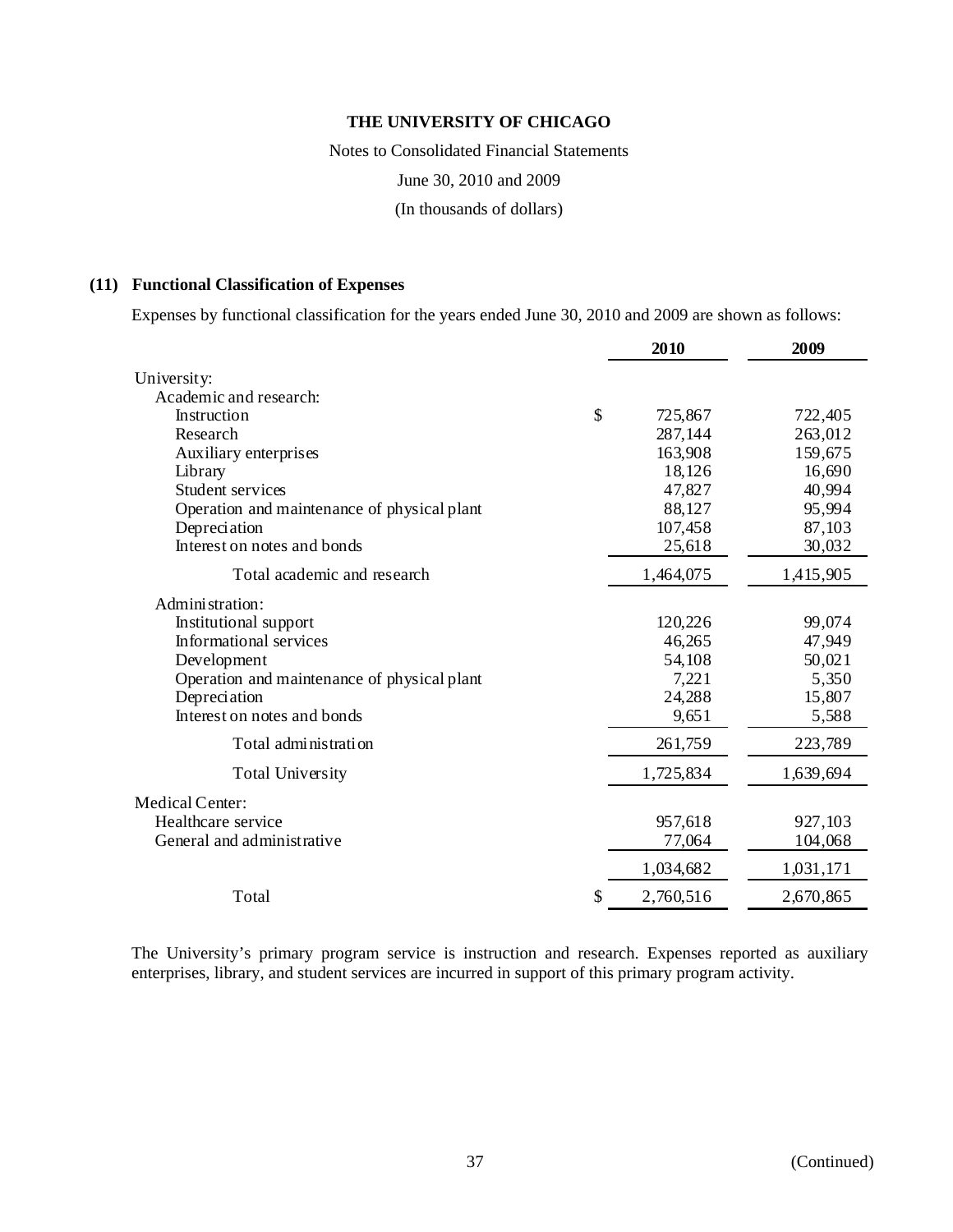**THE UNIVERSITY OF CHICAGO**

Notes to Consolidated Financial Statements

June 30, 2010 and 2009

(In thousands of dollars)

## (11) Functional Classification of Expenses

Expenses by functional classification for the years ended June 30, 2010 and 2009 are shown as follows:

| | 2010 | 2009 |
|---|---|---|
| University: | | |
| Academic and research: | | |
| Instruction | $ 725,867 | 722,405 |
| Research | 287,144 | 263,012 |
| Auxiliary enterprises | 163,908 | 159,675 |
| Library | 18,126 | 16,690 |
| Student services | 47,827 | 40,994 |
| Operation and maintenance of physical plant | 88,127 | 95,994 |
| Depreciation | 107,458 | 87,103 |
| Interest on notes and bonds | 25,618 | 30,032 |
| Total academic and research | 1,464,075 | 1,415,905 |
| Administration: | | |
| Institutional support | 120,226 | 99,074 |
| Informational services | 46,265 | 47,949 |
| Development | 54,108 | 50,021 |
| Operation and maintenance of physical plant | 7,221 | 5,350 |
| Depreciation | 24,288 | 15,807 |
| Interest on notes and bonds | 9,651 | 5,588 |
| Total administration | 261,759 | 223,789 |
| Total University | 1,725,834 | 1,639,694 |
| Medical Center: | | |
| Healthcare service | 957,618 | 927,103 |
| General and administrative | 77,064 | 104,068 |
| | 1,034,682 | 1,031,171 |
| Total | $ 2,760,516 | 2,670,865 |

The University's primary program service is instruction and research. Expenses reported as auxiliary enterprises, library, and student services are incurred in support of this primary program activity.

(Continued)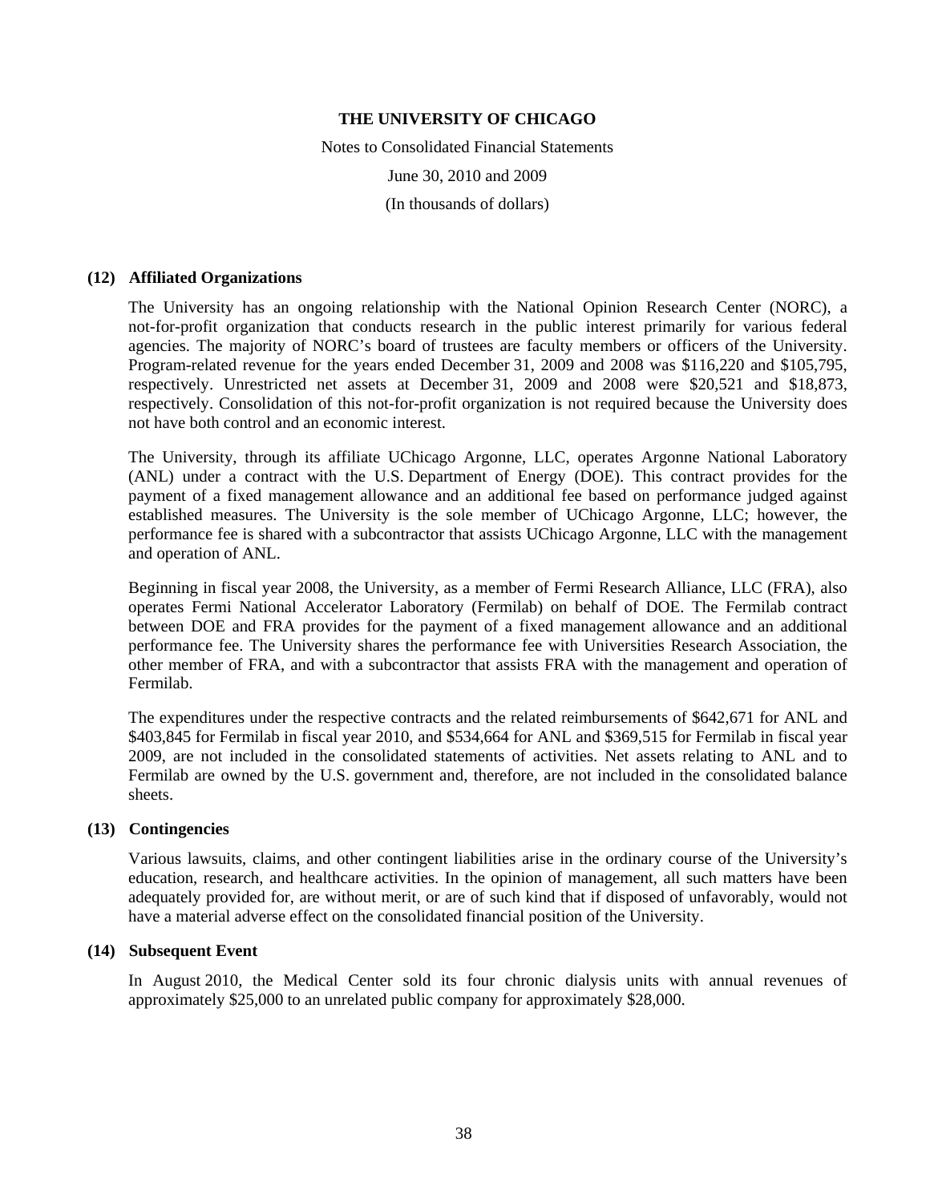### (12) Affiliated Organizations

The University has an ongoing relationship with the National Opinion Research Center (NORC), a not-for-profit organization that conducts research in the public interest primarily for various federal agencies. The majority of NORC's board of trustees are faculty members or officers of the University. Program-related revenue for the years ended December 31, 2009 and 2008 was $116,220 and $105,795, respectively. Unrestricted net assets at December 31, 2009 and 2008 were $20,521 and $18,873, respectively. Consolidation of this not-for-profit organization is not required because the University does not have both control and an economic interest.

The University, through its affiliate UChicago Argonne, LLC, operates Argonne National Laboratory (ANL) under a contract with the U.S. Department of Energy (DOE). This contract provides for the payment of a fixed management allowance and an additional fee based on performance judged against established measures. The University is the sole member of UChicago Argonne, LLC; however, the performance fee is shared with a subcontractor that assists UChicago Argonne, LLC with the management and operation of ANL.

Beginning in fiscal year 2008, the University, as a member of Fermi Research Alliance, LLC (FRA), also operates Fermi National Accelerator Laboratory (Fermilab) on behalf of DOE. The Fermilab contract between DOE and FRA provides for the payment of a fixed management allowance and an additional performance fee. The University shares the performance fee with Universities Research Association, the other member of FRA, and with a subcontractor that assists FRA with the management and operation of Fermilab.

The expenditures under the respective contracts and the related reimbursements of $642,671 for ANL and $403,845 for Fermilab in fiscal year 2010, and $534,664 for ANL and $369,515 for Fermilab in fiscal year 2009, are not included in the consolidated statements of activities. Net assets relating to ANL and to Fermilab are owned by the U.S. government and, therefore, are not included in the consolidated balance sheets.

### (13) Contingencies

Various lawsuits, claims, and other contingent liabilities arise in the ordinary course of the University's education, research, and healthcare activities. In the opinion of management, all such matters have been adequately provided for, are without merit, or are of such kind that if disposed of unfavorably, would not have a material adverse effect on the consolidated financial position of the University.

### (14) Subsequent Event

In August 2010, the Medical Center sold its four chronic dialysis units with annual revenues of approximately $25,000 to an unrelated public company for approximately $28,000.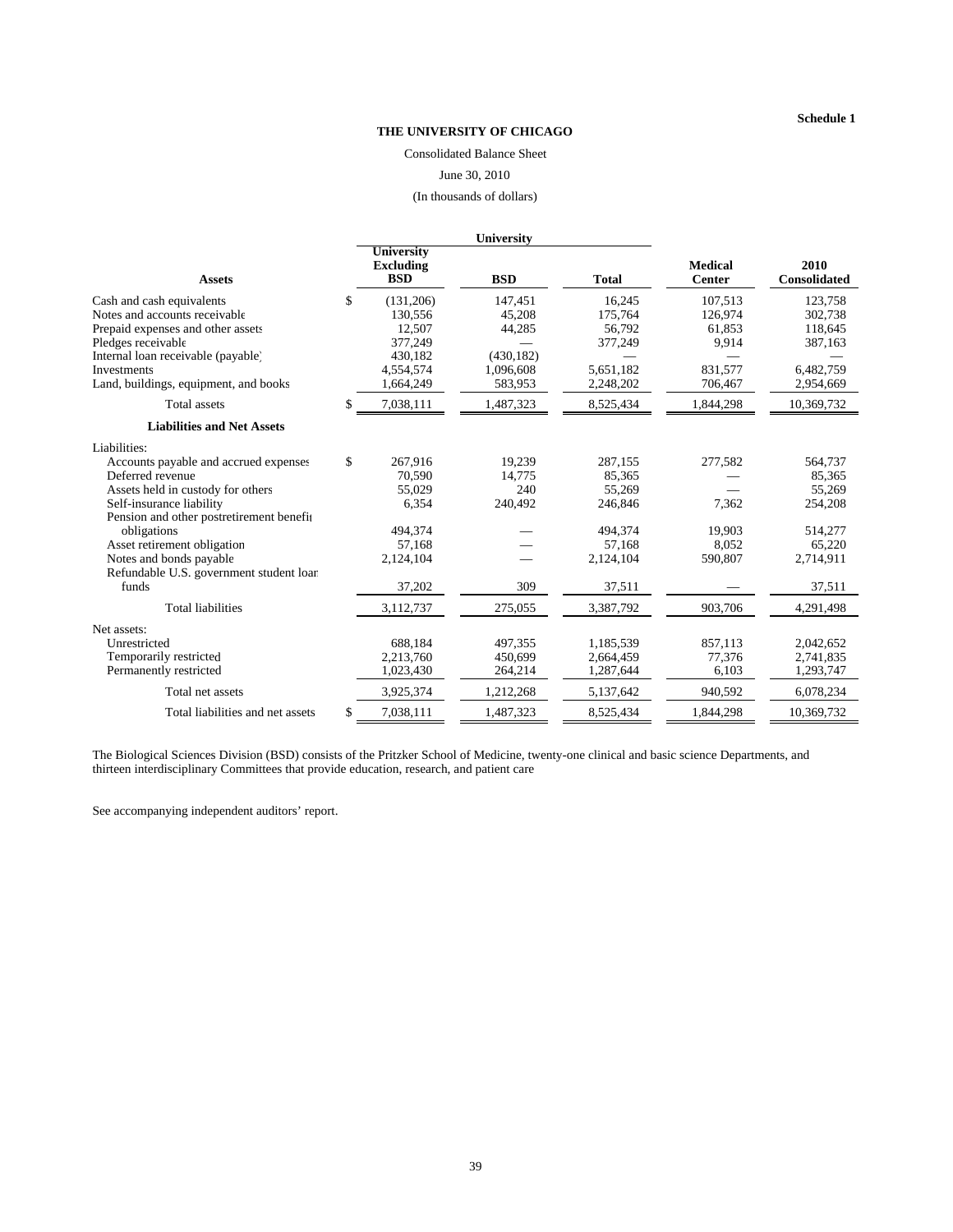Schedule 1

**THE UNIVERSITY OF CHICAGO**

Consolidated Balance Sheet

June 30, 2010

(In thousands of dollars)

| | University | | | | |
|---|---|---|---|---|---|
| **Assets** | **University Excluding BSD** | **BSD** | **Total** | **Medical Center** | **2010 Consolidated** |
| Cash and cash equivalents | $ (131,206) | 147,451 | 16,245 | 107,513 | 123,758 |
| Notes and accounts receivable | 130,556 | 45,208 | 175,764 | 126,974 | 302,738 |
| Prepaid expenses and other assets | 12,507 | 44,285 | 56,792 | 61,853 | 118,645 |
| Pledges receivable | 377,249 | — | 377,249 | 9,914 | 387,163 |
| Internal loan receivable (payable) | 430,182 | (430,182) | — | — | — |
| Investments | 4,554,574 | 1,096,608 | 5,651,182 | 831,577 | 6,482,759 |
| Land, buildings, equipment, and books | 1,664,249 | 583,953 | 2,248,202 | 706,467 | 2,954,669 |
| Total assets | $ 7,038,111 | 1,487,323 | 8,525,434 | 1,844,298 | 10,369,732 |
| **Liabilities and Net Assets** | | | | | |
| Liabilities: | | | | | |
| Accounts payable and accrued expenses | $ 267,916 | 19,239 | 287,155 | 277,582 | 564,737 |
| Deferred revenue | 70,590 | 14,775 | 85,365 | — | 85,365 |
| Assets held in custody for others | 55,029 | 240 | 55,269 | — | 55,269 |
| Self-insurance liability | 6,354 | 240,492 | 246,846 | 7,362 | 254,208 |
| Pension and other postretirement benefit obligations | 494,374 | — | 494,374 | 19,903 | 514,277 |
| Asset retirement obligation | 57,168 | — | 57,168 | 8,052 | 65,220 |
| Notes and bonds payable | 2,124,104 | — | 2,124,104 | 590,807 | 2,714,911 |
| Refundable U.S. government student loan funds | 37,202 | 309 | 37,511 | — | 37,511 |
| Total liabilities | 3,112,737 | 275,055 | 3,387,792 | 903,706 | 4,291,498 |
| Net assets: | | | | | |
| Unrestricted | 688,184 | 497,355 | 1,185,539 | 857,113 | 2,042,652 |
| Temporarily restricted | 2,213,760 | 450,699 | 2,664,459 | 77,376 | 2,741,835 |
| Permanently restricted | 1,023,430 | 264,214 | 1,287,644 | 6,103 | 1,293,747 |
| Total net assets | 3,925,374 | 1,212,268 | 5,137,642 | 940,592 | 6,078,234 |
| Total liabilities and net assets | $ 7,038,111 | 1,487,323 | 8,525,434 | 1,844,298 | 10,369,732 |

The Biological Sciences Division (BSD) consists of the Pritzker School of Medicine, twenty-one clinical and basic science Departments, and thirteen interdisciplinary Committees that provide education, research, and patient care

See accompanying independent auditors' report.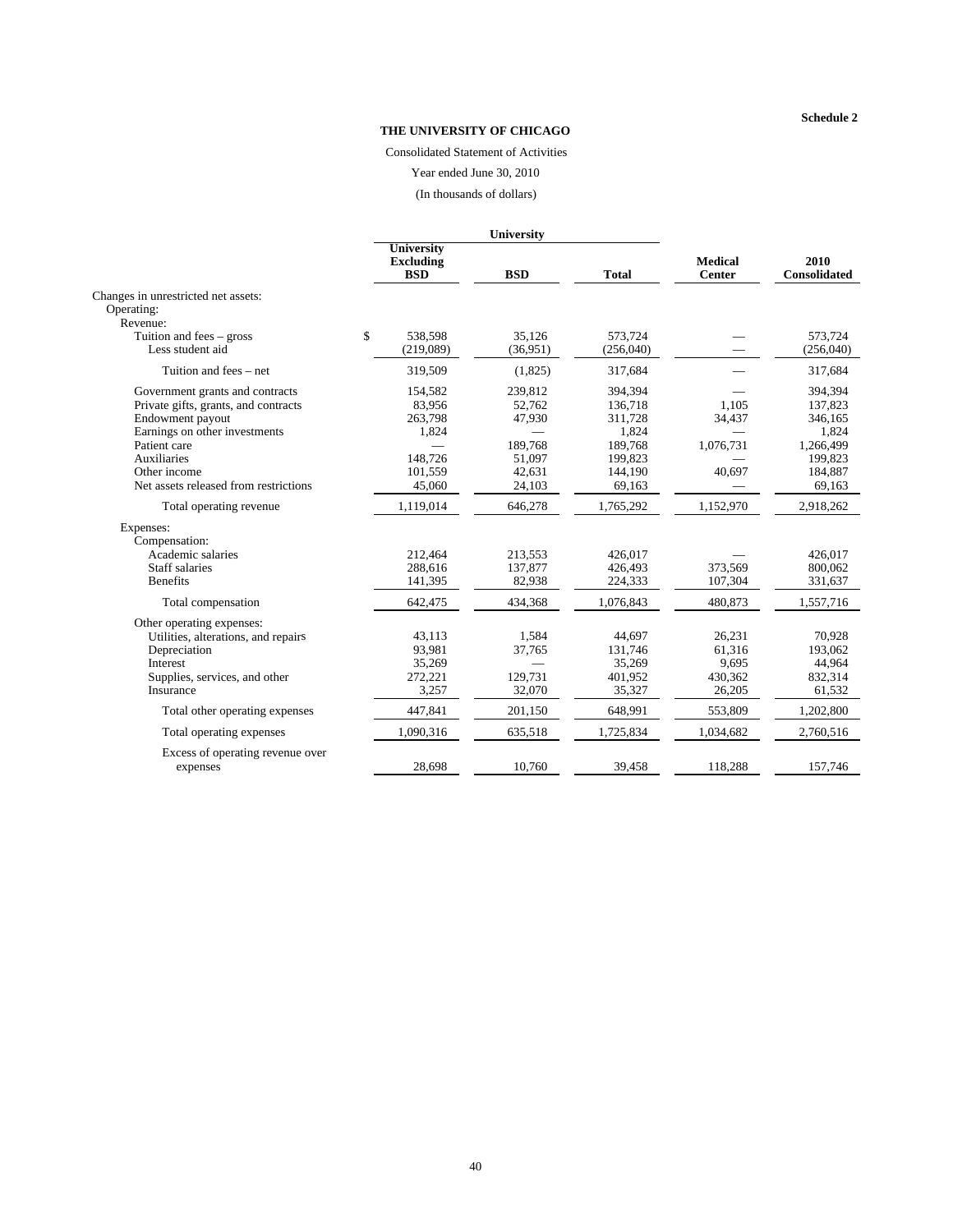**Schedule 2**

## THE UNIVERSITY OF CHICAGO

Consolidated Statement of Activities

Year ended June 30, 2010

(In thousands of dollars)

| | University | | | | |
|---|---|---|---|---|---|
| | **University Excluding BSD** | **BSD** | **Total** | **Medical Center** | **2010 Consolidated** |
| Changes in unrestricted net assets: | | | | | |
| Operating: | | | | | |
| Revenue: | | | | | |
| Tuition and fees – gross | $ 538,598 | 35,126 | 573,724 | — | 573,724 |
| Less student aid | (219,089) | (36,951) | (256,040) | — | (256,040) |
| Tuition and fees – net | 319,509 | (1,825) | 317,684 | — | 317,684 |
| Government grants and contracts | 154,582 | 239,812 | 394,394 | — | 394,394 |
| Private gifts, grants, and contracts | 83,956 | 52,762 | 136,718 | 1,105 | 137,823 |
| Endowment payout | 263,798 | 47,930 | 311,728 | 34,437 | 346,165 |
| Earnings on other investments | 1,824 | — | 1,824 | — | 1,824 |
| Patient care | — | 189,768 | 189,768 | 1,076,731 | 1,266,499 |
| Auxiliaries | 148,726 | 51,097 | 199,823 | — | 199,823 |
| Other income | 101,559 | 42,631 | 144,190 | 40,697 | 184,887 |
| Net assets released from restrictions | 45,060 | 24,103 | 69,163 | — | 69,163 |
| Total operating revenue | 1,119,014 | 646,278 | 1,765,292 | 1,152,970 | 2,918,262 |
| Expenses: | | | | | |
| Compensation: | | | | | |
| Academic salaries | 212,464 | 213,553 | 426,017 | — | 426,017 |
| Staff salaries | 288,616 | 137,877 | 426,493 | 373,569 | 800,062 |
| Benefits | 141,395 | 82,938 | 224,333 | 107,304 | 331,637 |
| Total compensation | 642,475 | 434,368 | 1,076,843 | 480,873 | 1,557,716 |
| Other operating expenses: | | | | | |
| Utilities, alterations, and repairs | 43,113 | 1,584 | 44,697 | 26,231 | 70,928 |
| Depreciation | 93,981 | 37,765 | 131,746 | 61,316 | 193,062 |
| Interest | 35,269 | — | 35,269 | 9,695 | 44,964 |
| Supplies, services, and other | 272,221 | 129,731 | 401,952 | 430,362 | 832,314 |
| Insurance | 3,257 | 32,070 | 35,327 | 26,205 | 61,532 |
| Total other operating expenses | 447,841 | 201,150 | 648,991 | 553,809 | 1,202,800 |
| Total operating expenses | 1,090,316 | 635,518 | 1,725,834 | 1,034,682 | 2,760,516 |
| Excess of operating revenue over expenses | 28,698 | 10,760 | 39,458 | 118,288 | 157,746 |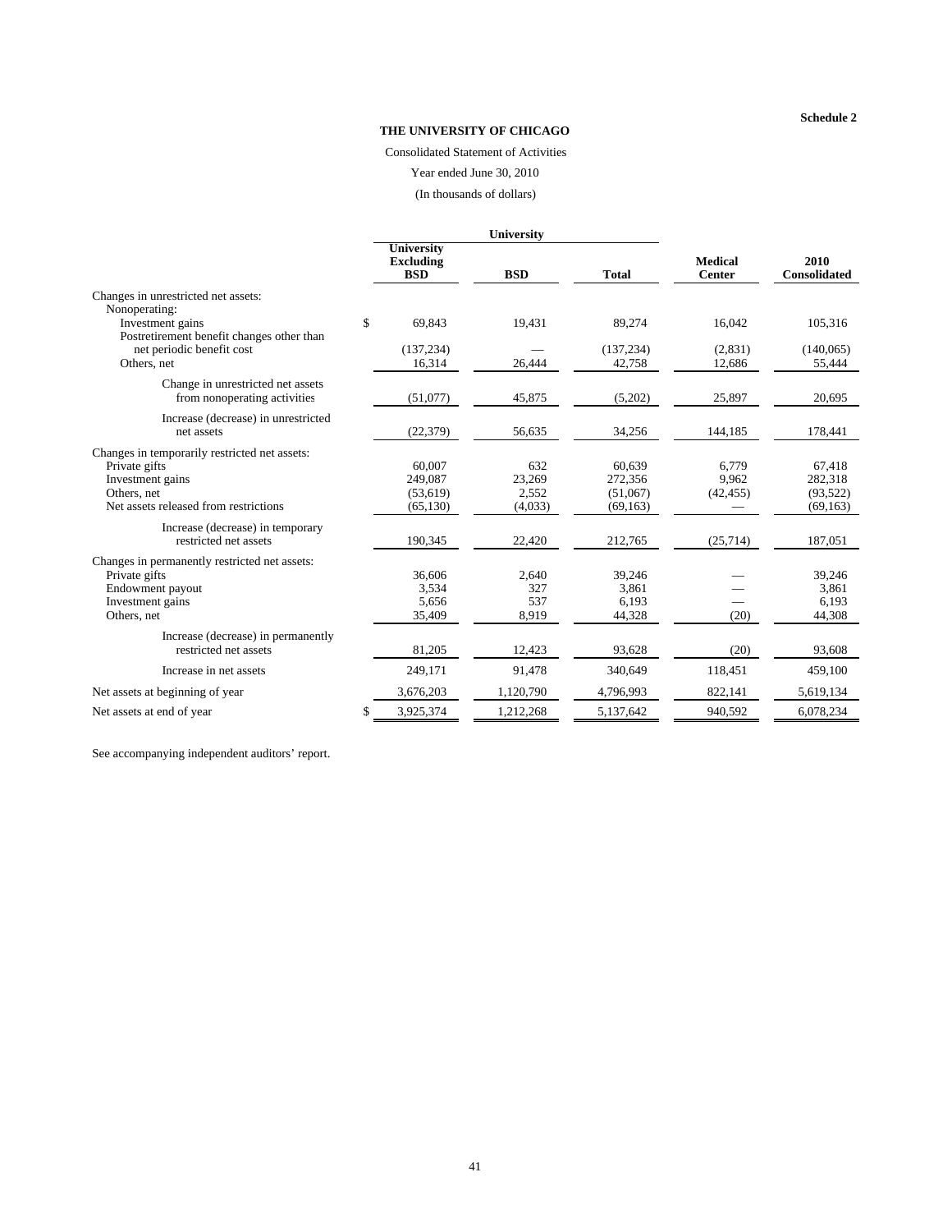**Schedule 2**

# THE UNIVERSITY OF CHICAGO

Consolidated Statement of Activities

Year ended June 30, 2010

(In thousands of dollars)

| | University | | | | |
|---|---|---|---|---|---|
| | University Excluding BSD | BSD | Total | Medical Center | 2010 Consolidated |
| Changes in unrestricted net assets: | | | | | |
| Nonoperating: | | | | | |
| Investment gains | $ 69,843 | 19,431 | 89,274 | 16,042 | 105,316 |
| Postretirement benefit changes other than net periodic benefit cost | (137,234) | — | (137,234) | (2,831) | (140,065) |
| Others, net | 16,314 | 26,444 | 42,758 | 12,686 | 55,444 |
| Change in unrestricted net assets from nonoperating activities | (51,077) | 45,875 | (5,202) | 25,897 | 20,695 |
| Increase (decrease) in unrestricted net assets | (22,379) | 56,635 | 34,256 | 144,185 | 178,441 |
| Changes in temporarily restricted net assets: | | | | | |
| Private gifts | 60,007 | 632 | 60,639 | 6,779 | 67,418 |
| Investment gains | 249,087 | 23,269 | 272,356 | 9,962 | 282,318 |
| Others, net | (53,619) | 2,552 | (51,067) | (42,455) | (93,522) |
| Net assets released from restrictions | (65,130) | (4,033) | (69,163) | — | (69,163) |
| Increase (decrease) in temporary restricted net assets | 190,345 | 22,420 | 212,765 | (25,714) | 187,051 |
| Changes in permanently restricted net assets: | | | | | |
| Private gifts | 36,606 | 2,640 | 39,246 | — | 39,246 |
| Endowment payout | 3,534 | 327 | 3,861 | — | 3,861 |
| Investment gains | 5,656 | 537 | 6,193 | — | 6,193 |
| Others, net | 35,409 | 8,919 | 44,328 | (20) | 44,308 |
| Increase (decrease) in permanently restricted net assets | 81,205 | 12,423 | 93,628 | (20) | 93,608 |
| Increase in net assets | 249,171 | 91,478 | 340,649 | 118,451 | 459,100 |
| Net assets at beginning of year | 3,676,203 | 1,120,790 | 4,796,993 | 822,141 | 5,619,134 |
| Net assets at end of year | $ 3,925,374 | 1,212,268 | 5,137,642 | 940,592 | 6,078,234 |

See accompanying independent auditors' report.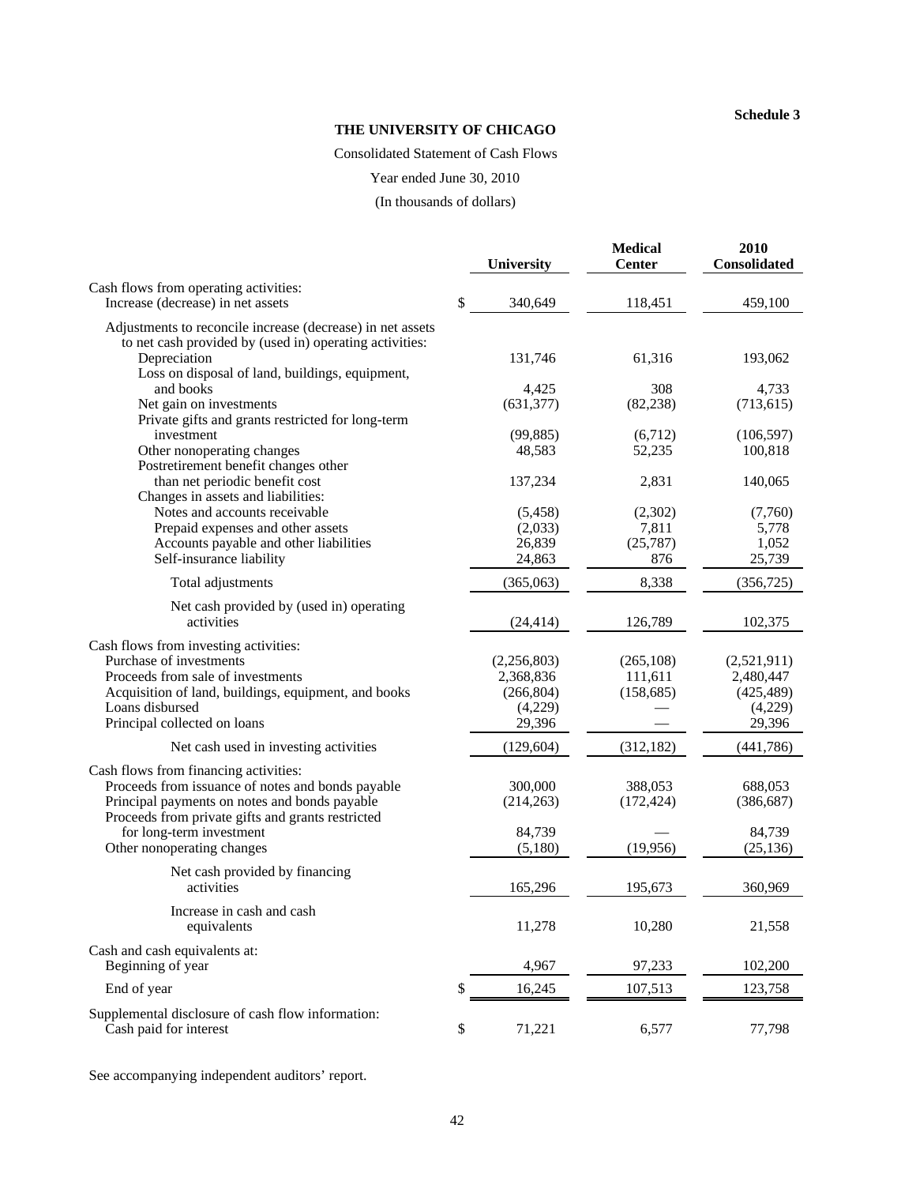**Schedule 3**

# THE UNIVERSITY OF CHICAGO

Consolidated Statement of Cash Flows

Year ended June 30, 2010

(In thousands of dollars)

| | University | Medical Center | 2010 Consolidated |
|---|---|---|---|
| Cash flows from operating activities: | | | |
| Increase (decrease) in net assets | $ 340,649 | 118,451 | 459,100 |
| Adjustments to reconcile increase (decrease) in net assets to net cash provided by (used in) operating activities: | | | |
| Depreciation | 131,746 | 61,316 | 193,062 |
| Loss on disposal of land, buildings, equipment, and books | 4,425 | 308 | 4,733 |
| Net gain on investments | (631,377) | (82,238) | (713,615) |
| Private gifts and grants restricted for long-term investment | (99,885) | (6,712) | (106,597) |
| Other nonoperating changes | 48,583 | 52,235 | 100,818 |
| Postretirement benefit changes other than net periodic benefit cost | 137,234 | 2,831 | 140,065 |
| Changes in assets and liabilities: | | | |
| Notes and accounts receivable | (5,458) | (2,302) | (7,760) |
| Prepaid expenses and other assets | (2,033) | 7,811 | 5,778 |
| Accounts payable and other liabilities | 26,839 | (25,787) | 1,052 |
| Self-insurance liability | 24,863 | 876 | 25,739 |
| Total adjustments | (365,063) | 8,338 | (356,725) |
| Net cash provided by (used in) operating activities | (24,414) | 126,789 | 102,375 |
| Cash flows from investing activities: | | | |
| Purchase of investments | (2,256,803) | (265,108) | (2,521,911) |
| Proceeds from sale of investments | 2,368,836 | 111,611 | 2,480,447 |
| Acquisition of land, buildings, equipment, and books | (266,804) | (158,685) | (425,489) |
| Loans disbursed | (4,229) | — | (4,229) |
| Principal collected on loans | 29,396 | — | 29,396 |
| Net cash used in investing activities | (129,604) | (312,182) | (441,786) |
| Cash flows from financing activities: | | | |
| Proceeds from issuance of notes and bonds payable | 300,000 | 388,053 | 688,053 |
| Principal payments on notes and bonds payable | (214,263) | (172,424) | (386,687) |
| Proceeds from private gifts and grants restricted for long-term investment | 84,739 | — | 84,739 |
| Other nonoperating changes | (5,180) | (19,956) | (25,136) |
| Net cash provided by financing activities | 165,296 | 195,673 | 360,969 |
| Increase in cash and cash equivalents | 11,278 | 10,280 | 21,558 |
| Cash and cash equivalents at: | | | |
| Beginning of year | 4,967 | 97,233 | 102,200 |
| End of year | $ 16,245 | 107,513 | 123,758 |
| Supplemental disclosure of cash flow information: | | | |
| Cash paid for interest | $ 71,221 | 6,577 | 77,798 |

See accompanying independent auditors' report.